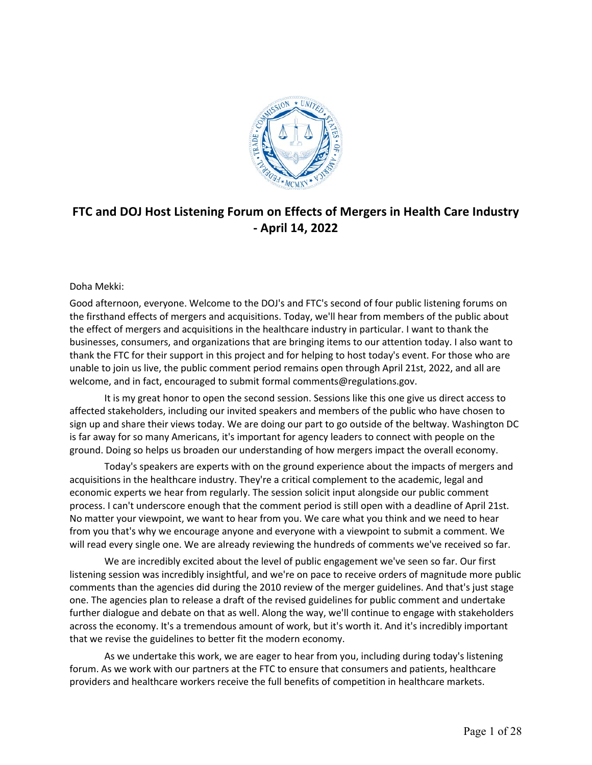# FTC and DOJ Host Listening Forum on Effects of Mergers in Health Care Industry - April 14, 2022

Doha Mekki:

Good afternoon, everyone. Welcome to the DOJ's and FTC's second of four public listening forums on the firsthand effects of mergers and acquisitions. Today, we'll hear from members of the public about the effect of mergers and acquisitions in the healthcare industry in particular. I want to thank the businesses, consumers, and organizations that are bringing items to our attention today. I also want to thank the FTC for their support in this project and for helping to host today's event. For those who are unable to join us live, the public comment period remains open through April 21st, 2022, and all are welcome, and in fact, encouraged to submit formal comments@regulations.gov.

It is my great honor to open the second session. Sessions like this one give us direct access to affected stakeholders, including our invited speakers and members of the public who have chosen to sign up and share their views today. We are doing our part to go outside of the beltway. Washington DC is far away for so many Americans, it's important for agency leaders to connect with people on the ground. Doing so helps us broaden our understanding of how mergers impact the overall economy.

Today's speakers are experts with on the ground experience about the impacts of mergers and acquisitions in the healthcare industry. They're a critical complement to the academic, legal and economic experts we hear from regularly. The session solicit input alongside our public comment process. I can't underscore enough that the comment period is still open with a deadline of April 21st. No matter your viewpoint, we want to hear from you. We care what you think and we need to hear from you that's why we encourage anyone and everyone with a viewpoint to submit a comment. We will read every single one. We are already reviewing the hundreds of comments we've received so far.

We are incredibly excited about the level of public engagement we've seen so far. Our first listening session was incredibly insightful, and we're on pace to receive orders of magnitude more public comments than the agencies did during the 2010 review of the merger guidelines. And that's just stage one. The agencies plan to release a draft of the revised guidelines for public comment and undertake further dialogue and debate on that as well. Along the way, we'll continue to engage with stakeholders across the economy. It's a tremendous amount of work, but it's worth it. And it's incredibly important that we revise the guidelines to better fit the modern economy.

As we undertake this work, we are eager to hear from you, including during today's listening forum. As we work with our partners at the FTC to ensure that consumers and patients, healthcare providers and healthcare workers receive the full benefits of competition in healthcare markets.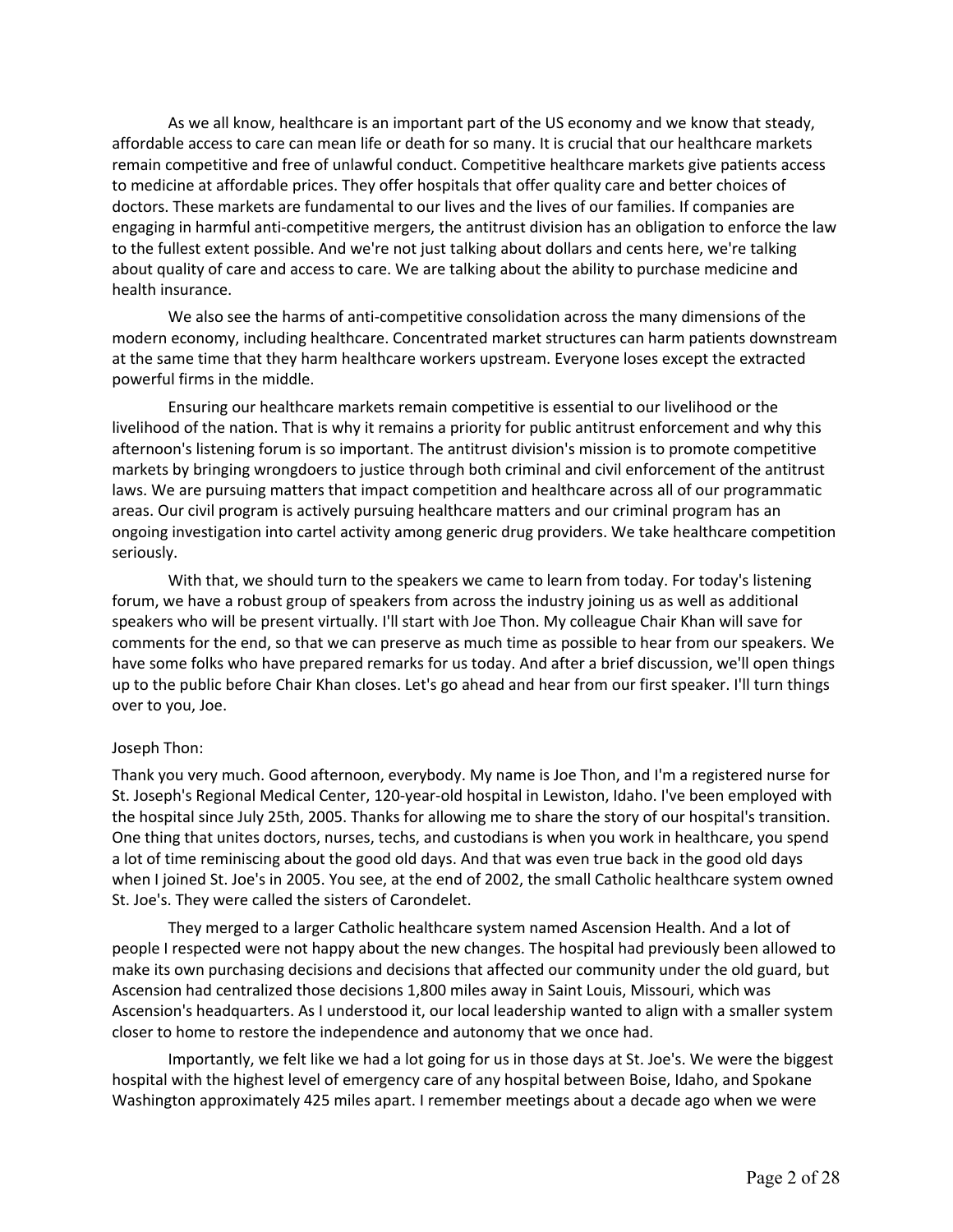As we all know, healthcare is an important part of the US economy and we know that steady, affordable access to care can mean life or death for so many. It is crucial that our healthcare markets remain competitive and free of unlawful conduct. Competitive healthcare markets give patients access to medicine at affordable prices. They offer hospitals that offer quality care and better choices of doctors. These markets are fundamental to our lives and the lives of our families. If companies are engaging in harmful anti-competitive mergers, the antitrust division has an obligation to enforce the law to the fullest extent possible. And we're not just talking about dollars and cents here, we're talking about quality of care and access to care. We are talking about the ability to purchase medicine and health insurance.

We also see the harms of anti-competitive consolidation across the many dimensions of the modern economy, including healthcare. Concentrated market structures can harm patients downstream at the same time that they harm healthcare workers upstream. Everyone loses except the extracted powerful firms in the middle.

Ensuring our healthcare markets remain competitive is essential to our livelihood or the livelihood of the nation. That is why it remains a priority for public antitrust enforcement and why this afternoon's listening forum is so important. The antitrust division's mission is to promote competitive markets by bringing wrongdoers to justice through both criminal and civil enforcement of the antitrust laws. We are pursuing matters that impact competition and healthcare across all of our programmatic areas. Our civil program is actively pursuing healthcare matters and our criminal program has an ongoing investigation into cartel activity among generic drug providers. We take healthcare competition seriously.

With that, we should turn to the speakers we came to learn from today. For today's listening forum, we have a robust group of speakers from across the industry joining us as well as additional speakers who will be present virtually. I'll start with Joe Thon. My colleague Chair Khan will save for comments for the end, so that we can preserve as much time as possible to hear from our speakers. We have some folks who have prepared remarks for us today. And after a brief discussion, we'll open things up to the public before Chair Khan closes. Let's go ahead and hear from our first speaker. I'll turn things over to you, Joe.

Joseph Thon:

Thank you very much. Good afternoon, everybody. My name is Joe Thon, and I'm a registered nurse for St. Joseph's Regional Medical Center, 120-year-old hospital in Lewiston, Idaho. I've been employed with the hospital since July 25th, 2005. Thanks for allowing me to share the story of our hospital's transition. One thing that unites doctors, nurses, techs, and custodians is when you work in healthcare, you spend a lot of time reminiscing about the good old days. And that was even true back in the good old days when I joined St. Joe's in 2005. You see, at the end of 2002, the small Catholic healthcare system owned St. Joe's. They were called the sisters of Carondelet.

They merged to a larger Catholic healthcare system named Ascension Health. And a lot of people I respected were not happy about the new changes. The hospital had previously been allowed to make its own purchasing decisions and decisions that affected our community under the old guard, but Ascension had centralized those decisions 1,800 miles away in Saint Louis, Missouri, which was Ascension's headquarters. As I understood it, our local leadership wanted to align with a smaller system closer to home to restore the independence and autonomy that we once had.

Importantly, we felt like we had a lot going for us in those days at St. Joe's. We were the biggest hospital with the highest level of emergency care of any hospital between Boise, Idaho, and Spokane Washington approximately 425 miles apart. I remember meetings about a decade ago when we were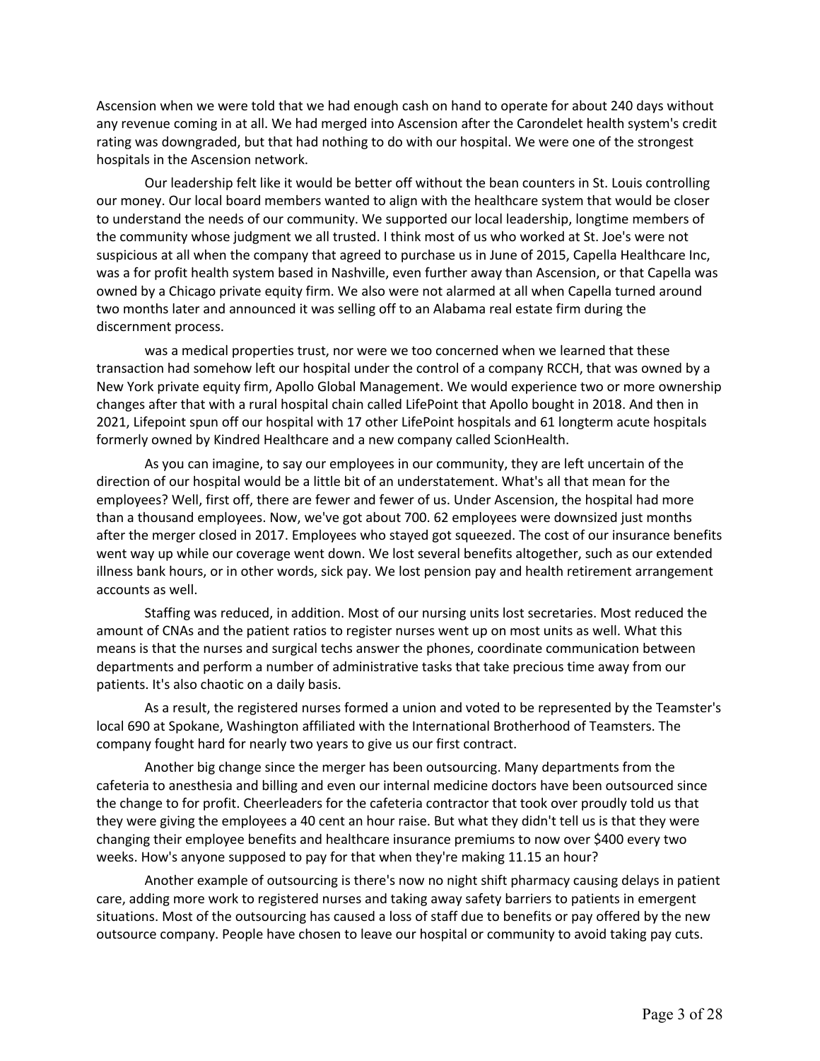Ascension when we were told that we had enough cash on hand to operate for about 240 days without any revenue coming in at all. We had merged into Ascension after the Carondelet health system's credit rating was downgraded, but that had nothing to do with our hospital. We were one of the strongest hospitals in the Ascension network.

Our leadership felt like it would be better off without the bean counters in St. Louis controlling our money. Our local board members wanted to align with the healthcare system that would be closer to understand the needs of our community. We supported our local leadership, longtime members of the community whose judgment we all trusted. I think most of us who worked at St. Joe's were not suspicious at all when the company that agreed to purchase us in June of 2015, Capella Healthcare Inc, was a for profit health system based in Nashville, even further away than Ascension, or that Capella was owned by a Chicago private equity firm. We also were not alarmed at all when Capella turned around two months later and announced it was selling off to an Alabama real estate firm during the discernment process.

was a medical properties trust, nor were we too concerned when we learned that these transaction had somehow left our hospital under the control of a company RCCH, that was owned by a New York private equity firm, Apollo Global Management. We would experience two or more ownership changes after that with a rural hospital chain called LifePoint that Apollo bought in 2018. And then in 2021, Lifepoint spun off our hospital with 17 other LifePoint hospitals and 61 longterm acute hospitals formerly owned by Kindred Healthcare and a new company called ScionHealth.

As you can imagine, to say our employees in our community, they are left uncertain of the direction of our hospital would be a little bit of an understatement. What's all that mean for the employees? Well, first off, there are fewer and fewer of us. Under Ascension, the hospital had more than a thousand employees. Now, we've got about 700. 62 employees were downsized just months after the merger closed in 2017. Employees who stayed got squeezed. The cost of our insurance benefits went way up while our coverage went down. We lost several benefits altogether, such as our extended illness bank hours, or in other words, sick pay. We lost pension pay and health retirement arrangement accounts as well.

Staffing was reduced, in addition. Most of our nursing units lost secretaries. Most reduced the amount of CNAs and the patient ratios to register nurses went up on most units as well. What this means is that the nurses and surgical techs answer the phones, coordinate communication between departments and perform a number of administrative tasks that take precious time away from our patients. It's also chaotic on a daily basis.

As a result, the registered nurses formed a union and voted to be represented by the Teamster's local 690 at Spokane, Washington affiliated with the International Brotherhood of Teamsters. The company fought hard for nearly two years to give us our first contract.

Another big change since the merger has been outsourcing. Many departments from the cafeteria to anesthesia and billing and even our internal medicine doctors have been outsourced since the change to for profit. Cheerleaders for the cafeteria contractor that took over proudly told us that they were giving the employees a 40 cent an hour raise. But what they didn't tell us is that they were changing their employee benefits and healthcare insurance premiums to now over $400 every two weeks. How's anyone supposed to pay for that when they're making 11.15 an hour?

Another example of outsourcing is there's now no night shift pharmacy causing delays in patient care, adding more work to registered nurses and taking away safety barriers to patients in emergent situations. Most of the outsourcing has caused a loss of staff due to benefits or pay offered by the new outsource company. People have chosen to leave our hospital or community to avoid taking pay cuts.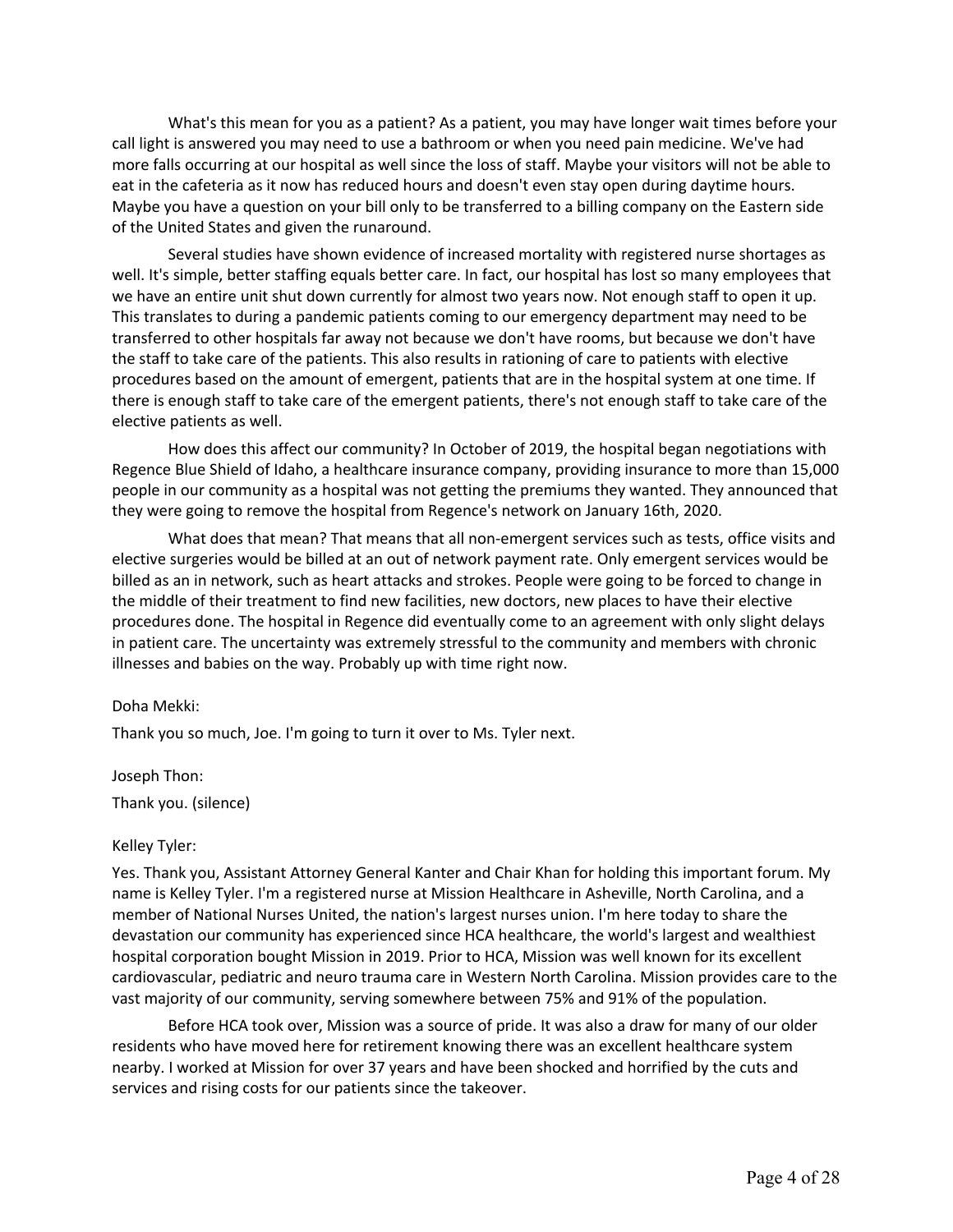What's this mean for you as a patient? As a patient, you may have longer wait times before your call light is answered you may need to use a bathroom or when you need pain medicine. We've had more falls occurring at our hospital as well since the loss of staff. Maybe your visitors will not be able to eat in the cafeteria as it now has reduced hours and doesn't even stay open during daytime hours. Maybe you have a question on your bill only to be transferred to a billing company on the Eastern side of the United States and given the runaround.

Several studies have shown evidence of increased mortality with registered nurse shortages as well. It's simple, better staffing equals better care. In fact, our hospital has lost so many employees that we have an entire unit shut down currently for almost two years now. Not enough staff to open it up. This translates to during a pandemic patients coming to our emergency department may need to be transferred to other hospitals far away not because we don't have rooms, but because we don't have the staff to take care of the patients. This also results in rationing of care to patients with elective procedures based on the amount of emergent, patients that are in the hospital system at one time. If there is enough staff to take care of the emergent patients, there's not enough staff to take care of the elective patients as well.

How does this affect our community? In October of 2019, the hospital began negotiations with Regence Blue Shield of Idaho, a healthcare insurance company, providing insurance to more than 15,000 people in our community as a hospital was not getting the premiums they wanted. They announced that they were going to remove the hospital from Regence's network on January 16th, 2020.

What does that mean? That means that all non-emergent services such as tests, office visits and elective surgeries would be billed at an out of network payment rate. Only emergent services would be billed as an in network, such as heart attacks and strokes. People were going to be forced to change in the middle of their treatment to find new facilities, new doctors, new places to have their elective procedures done. The hospital in Regence did eventually come to an agreement with only slight delays in patient care. The uncertainty was extremely stressful to the community and members with chronic illnesses and babies on the way. Probably up with time right now.

Doha Mekki:

Thank you so much, Joe. I'm going to turn it over to Ms. Tyler next.

Joseph Thon:

Thank you. (silence)

Kelley Tyler:

Yes. Thank you, Assistant Attorney General Kanter and Chair Khan for holding this important forum. My name is Kelley Tyler. I'm a registered nurse at Mission Healthcare in Asheville, North Carolina, and a member of National Nurses United, the nation's largest nurses union. I'm here today to share the devastation our community has experienced since HCA healthcare, the world's largest and wealthiest hospital corporation bought Mission in 2019. Prior to HCA, Mission was well known for its excellent cardiovascular, pediatric and neuro trauma care in Western North Carolina. Mission provides care to the vast majority of our community, serving somewhere between 75% and 91% of the population.

Before HCA took over, Mission was a source of pride. It was also a draw for many of our older residents who have moved here for retirement knowing there was an excellent healthcare system nearby. I worked at Mission for over 37 years and have been shocked and horrified by the cuts and services and rising costs for our patients since the takeover.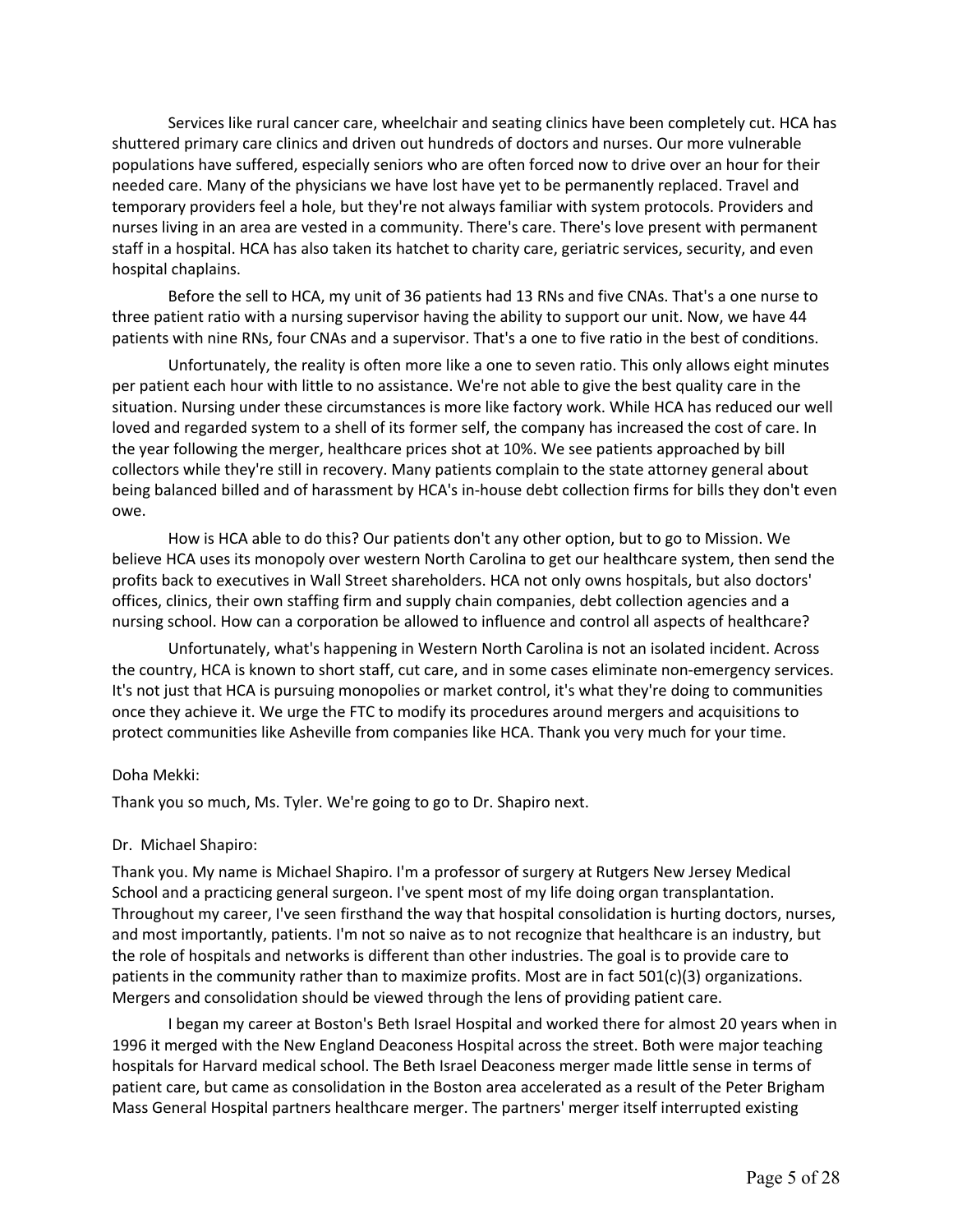Services like rural cancer care, wheelchair and seating clinics have been completely cut. HCA has shuttered primary care clinics and driven out hundreds of doctors and nurses. Our more vulnerable populations have suffered, especially seniors who are often forced now to drive over an hour for their needed care. Many of the physicians we have lost have yet to be permanently replaced. Travel and temporary providers feel a hole, but they're not always familiar with system protocols. Providers and nurses living in an area are vested in a community. There's care. There's love present with permanent staff in a hospital. HCA has also taken its hatchet to charity care, geriatric services, security, and even hospital chaplains.

Before the sell to HCA, my unit of 36 patients had 13 RNs and five CNAs. That's a one nurse to three patient ratio with a nursing supervisor having the ability to support our unit. Now, we have 44 patients with nine RNs, four CNAs and a supervisor. That's a one to five ratio in the best of conditions.

Unfortunately, the reality is often more like a one to seven ratio. This only allows eight minutes per patient each hour with little to no assistance. We're not able to give the best quality care in the situation. Nursing under these circumstances is more like factory work. While HCA has reduced our well loved and regarded system to a shell of its former self, the company has increased the cost of care. In the year following the merger, healthcare prices shot at 10%. We see patients approached by bill collectors while they're still in recovery. Many patients complain to the state attorney general about being balanced billed and of harassment by HCA's in-house debt collection firms for bills they don't even owe.

How is HCA able to do this? Our patients don't any other option, but to go to Mission. We believe HCA uses its monopoly over western North Carolina to get our healthcare system, then send the profits back to executives in Wall Street shareholders. HCA not only owns hospitals, but also doctors' offices, clinics, their own staffing firm and supply chain companies, debt collection agencies and a nursing school. How can a corporation be allowed to influence and control all aspects of healthcare?

Unfortunately, what's happening in Western North Carolina is not an isolated incident. Across the country, HCA is known to short staff, cut care, and in some cases eliminate non-emergency services. It's not just that HCA is pursuing monopolies or market control, it's what they're doing to communities once they achieve it. We urge the FTC to modify its procedures around mergers and acquisitions to protect communities like Asheville from companies like HCA. Thank you very much for your time.

Doha Mekki:

Thank you so much, Ms. Tyler. We're going to go to Dr. Shapiro next.

Dr. Michael Shapiro:

Thank you. My name is Michael Shapiro. I'm a professor of surgery at Rutgers New Jersey Medical School and a practicing general surgeon. I've spent most of my life doing organ transplantation. Throughout my career, I've seen firsthand the way that hospital consolidation is hurting doctors, nurses, and most importantly, patients. I'm not so naive as to not recognize that healthcare is an industry, but the role of hospitals and networks is different than other industries. The goal is to provide care to patients in the community rather than to maximize profits. Most are in fact 501(c)(3) organizations. Mergers and consolidation should be viewed through the lens of providing patient care.

I began my career at Boston's Beth Israel Hospital and worked there for almost 20 years when in 1996 it merged with the New England Deaconess Hospital across the street. Both were major teaching hospitals for Harvard medical school. The Beth Israel Deaconess merger made little sense in terms of patient care, but came as consolidation in the Boston area accelerated as a result of the Peter Brigham Mass General Hospital partners healthcare merger. The partners' merger itself interrupted existing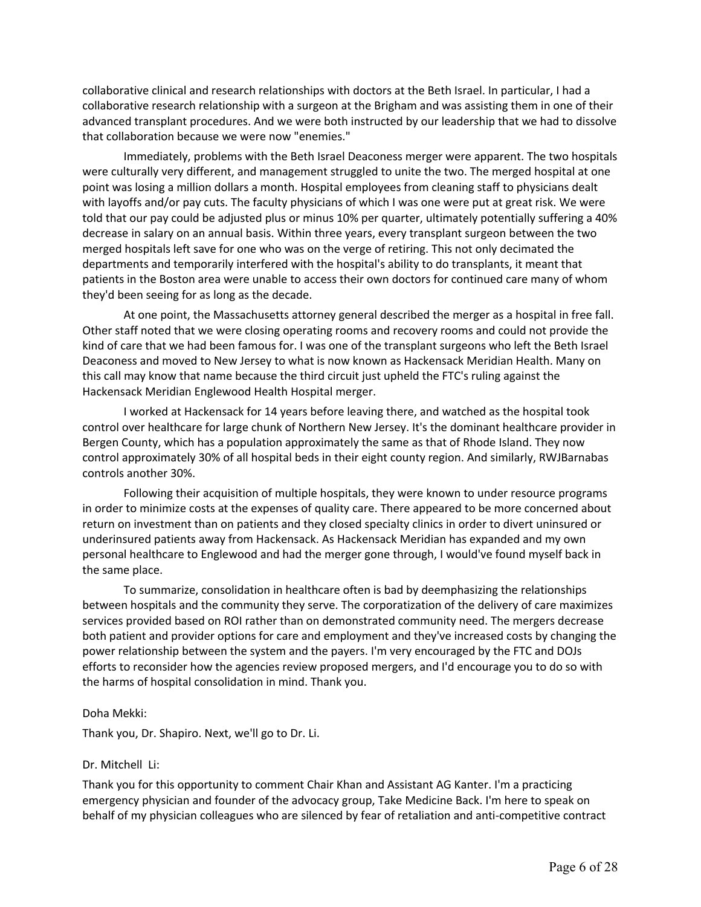collaborative clinical and research relationships with doctors at the Beth Israel. In particular, I had a collaborative research relationship with a surgeon at the Brigham and was assisting them in one of their advanced transplant procedures. And we were both instructed by our leadership that we had to dissolve that collaboration because we were now "enemies."

Immediately, problems with the Beth Israel Deaconess merger were apparent. The two hospitals were culturally very different, and management struggled to unite the two. The merged hospital at one point was losing a million dollars a month. Hospital employees from cleaning staff to physicians dealt with layoffs and/or pay cuts. The faculty physicians of which I was one were put at great risk. We were told that our pay could be adjusted plus or minus 10% per quarter, ultimately potentially suffering a 40% decrease in salary on an annual basis. Within three years, every transplant surgeon between the two merged hospitals left save for one who was on the verge of retiring. This not only decimated the departments and temporarily interfered with the hospital's ability to do transplants, it meant that patients in the Boston area were unable to access their own doctors for continued care many of whom they'd been seeing for as long as the decade.

At one point, the Massachusetts attorney general described the merger as a hospital in free fall. Other staff noted that we were closing operating rooms and recovery rooms and could not provide the kind of care that we had been famous for. I was one of the transplant surgeons who left the Beth Israel Deaconess and moved to New Jersey to what is now known as Hackensack Meridian Health. Many on this call may know that name because the third circuit just upheld the FTC's ruling against the Hackensack Meridian Englewood Health Hospital merger.

I worked at Hackensack for 14 years before leaving there, and watched as the hospital took control over healthcare for large chunk of Northern New Jersey. It's the dominant healthcare provider in Bergen County, which has a population approximately the same as that of Rhode Island. They now control approximately 30% of all hospital beds in their eight county region. And similarly, RWJBarnabas controls another 30%.

Following their acquisition of multiple hospitals, they were known to under resource programs in order to minimize costs at the expenses of quality care. There appeared to be more concerned about return on investment than on patients and they closed specialty clinics in order to divert uninsured or underinsured patients away from Hackensack. As Hackensack Meridian has expanded and my own personal healthcare to Englewood and had the merger gone through, I would've found myself back in the same place.

To summarize, consolidation in healthcare often is bad by deemphasizing the relationships between hospitals and the community they serve. The corporatization of the delivery of care maximizes services provided based on ROI rather than on demonstrated community need. The mergers decrease both patient and provider options for care and employment and they've increased costs by changing the power relationship between the system and the payers. I'm very encouraged by the FTC and DOJs efforts to reconsider how the agencies review proposed mergers, and I'd encourage you to do so with the harms of hospital consolidation in mind. Thank you.

Doha Mekki:

Thank you, Dr. Shapiro. Next, we'll go to Dr. Li.

Dr. Mitchell Li:

Thank you for this opportunity to comment Chair Khan and Assistant AG Kanter. I'm a practicing emergency physician and founder of the advocacy group, Take Medicine Back. I'm here to speak on behalf of my physician colleagues who are silenced by fear of retaliation and anti-competitive contract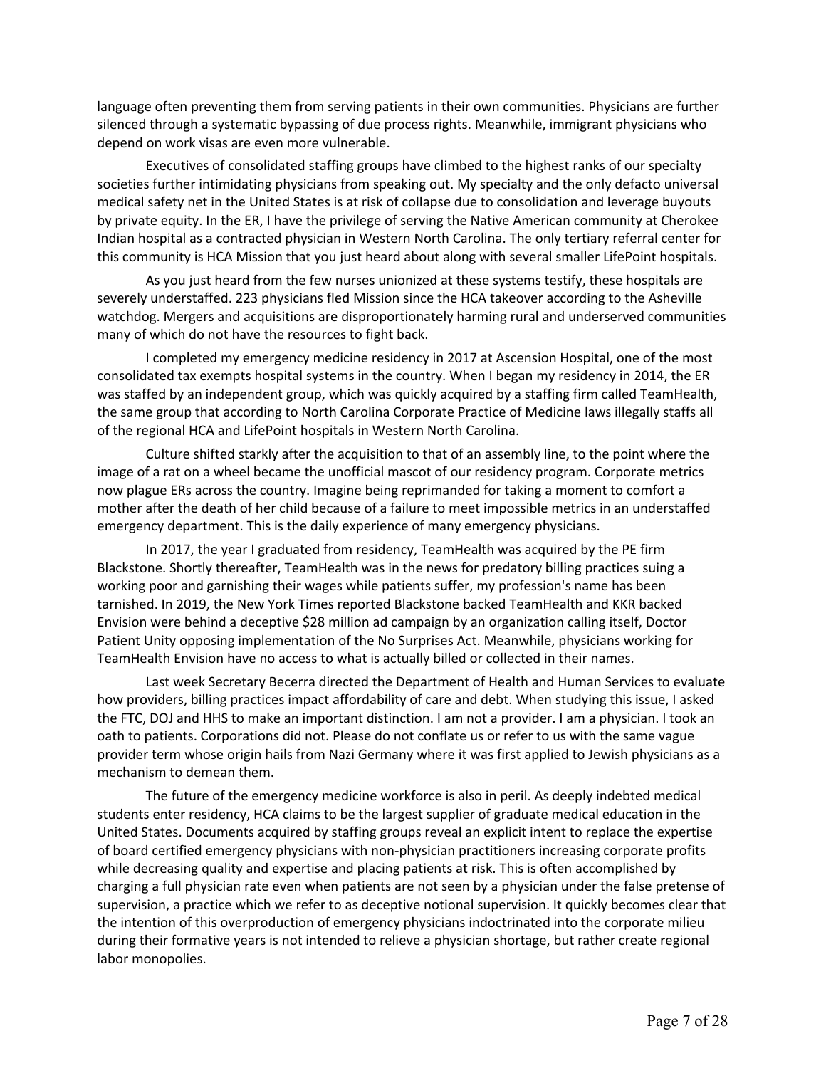language often preventing them from serving patients in their own communities. Physicians are further silenced through a systematic bypassing of due process rights. Meanwhile, immigrant physicians who depend on work visas are even more vulnerable.

Executives of consolidated staffing groups have climbed to the highest ranks of our specialty societies further intimidating physicians from speaking out. My specialty and the only defacto universal medical safety net in the United States is at risk of collapse due to consolidation and leverage buyouts by private equity. In the ER, I have the privilege of serving the Native American community at Cherokee Indian hospital as a contracted physician in Western North Carolina. The only tertiary referral center for this community is HCA Mission that you just heard about along with several smaller LifePoint hospitals.

As you just heard from the few nurses unionized at these systems testify, these hospitals are severely understaffed. 223 physicians fled Mission since the HCA takeover according to the Asheville watchdog. Mergers and acquisitions are disproportionately harming rural and underserved communities many of which do not have the resources to fight back.

I completed my emergency medicine residency in 2017 at Ascension Hospital, one of the most consolidated tax exempts hospital systems in the country. When I began my residency in 2014, the ER was staffed by an independent group, which was quickly acquired by a staffing firm called TeamHealth, the same group that according to North Carolina Corporate Practice of Medicine laws illegally staffs all of the regional HCA and LifePoint hospitals in Western North Carolina.

Culture shifted starkly after the acquisition to that of an assembly line, to the point where the image of a rat on a wheel became the unofficial mascot of our residency program. Corporate metrics now plague ERs across the country. Imagine being reprimanded for taking a moment to comfort a mother after the death of her child because of a failure to meet impossible metrics in an understaffed emergency department. This is the daily experience of many emergency physicians.

In 2017, the year I graduated from residency, TeamHealth was acquired by the PE firm Blackstone. Shortly thereafter, TeamHealth was in the news for predatory billing practices suing a working poor and garnishing their wages while patients suffer, my profession's name has been tarnished. In 2019, the New York Times reported Blackstone backed TeamHealth and KKR backed Envision were behind a deceptive $28 million ad campaign by an organization calling itself, Doctor Patient Unity opposing implementation of the No Surprises Act. Meanwhile, physicians working for TeamHealth Envision have no access to what is actually billed or collected in their names.

Last week Secretary Becerra directed the Department of Health and Human Services to evaluate how providers, billing practices impact affordability of care and debt. When studying this issue, I asked the FTC, DOJ and HHS to make an important distinction. I am not a provider. I am a physician. I took an oath to patients. Corporations did not. Please do not conflate us or refer to us with the same vague provider term whose origin hails from Nazi Germany where it was first applied to Jewish physicians as a mechanism to demean them.

The future of the emergency medicine workforce is also in peril. As deeply indebted medical students enter residency, HCA claims to be the largest supplier of graduate medical education in the United States. Documents acquired by staffing groups reveal an explicit intent to replace the expertise of board certified emergency physicians with non-physician practitioners increasing corporate profits while decreasing quality and expertise and placing patients at risk. This is often accomplished by charging a full physician rate even when patients are not seen by a physician under the false pretense of supervision, a practice which we refer to as deceptive notional supervision. It quickly becomes clear that the intention of this overproduction of emergency physicians indoctrinated into the corporate milieu during their formative years is not intended to relieve a physician shortage, but rather create regional labor monopolies.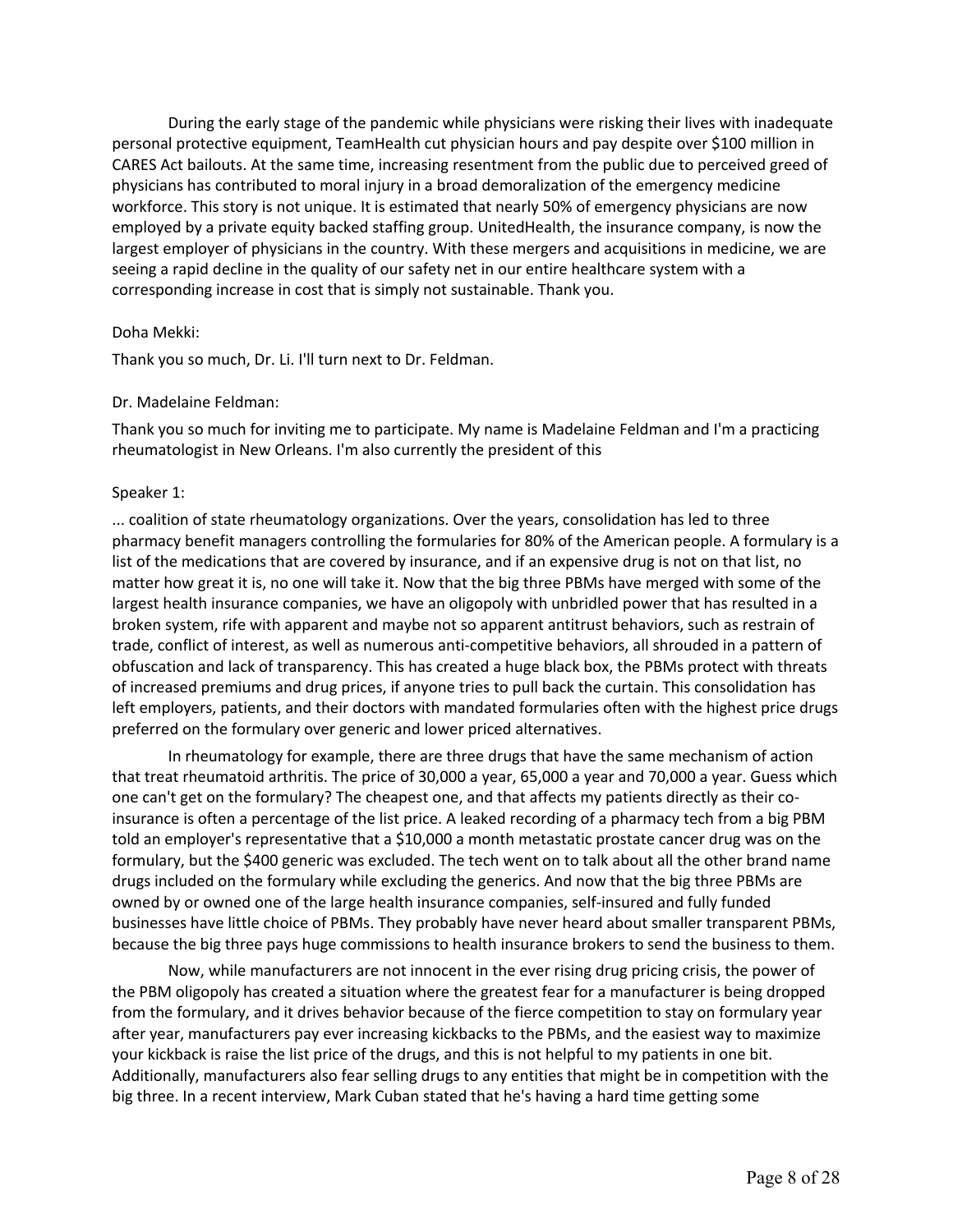During the early stage of the pandemic while physicians were risking their lives with inadequate personal protective equipment, TeamHealth cut physician hours and pay despite over $100 million in CARES Act bailouts. At the same time, increasing resentment from the public due to perceived greed of physicians has contributed to moral injury in a broad demoralization of the emergency medicine workforce. This story is not unique. It is estimated that nearly 50% of emergency physicians are now employed by a private equity backed staffing group. UnitedHealth, the insurance company, is now the largest employer of physicians in the country. With these mergers and acquisitions in medicine, we are seeing a rapid decline in the quality of our safety net in our entire healthcare system with a corresponding increase in cost that is simply not sustainable. Thank you.

Doha Mekki:

Thank you so much, Dr. Li. I'll turn next to Dr. Feldman.

Dr. Madelaine Feldman:

Thank you so much for inviting me to participate. My name is Madelaine Feldman and I'm a practicing rheumatologist in New Orleans. I'm also currently the president of this

Speaker 1:

... coalition of state rheumatology organizations. Over the years, consolidation has led to three pharmacy benefit managers controlling the formularies for 80% of the American people. A formulary is a list of the medications that are covered by insurance, and if an expensive drug is not on that list, no matter how great it is, no one will take it. Now that the big three PBMs have merged with some of the largest health insurance companies, we have an oligopoly with unbridled power that has resulted in a broken system, rife with apparent and maybe not so apparent antitrust behaviors, such as restrain of trade, conflict of interest, as well as numerous anti-competitive behaviors, all shrouded in a pattern of obfuscation and lack of transparency. This has created a huge black box, the PBMs protect with threats of increased premiums and drug prices, if anyone tries to pull back the curtain. This consolidation has left employers, patients, and their doctors with mandated formularies often with the highest price drugs preferred on the formulary over generic and lower priced alternatives.

In rheumatology for example, there are three drugs that have the same mechanism of action that treat rheumatoid arthritis. The price of 30,000 a year, 65,000 a year and 70,000 a year. Guess which one can't get on the formulary? The cheapest one, and that affects my patients directly as their co-insurance is often a percentage of the list price. A leaked recording of a pharmacy tech from a big PBM told an employer's representative that a $10,000 a month metastatic prostate cancer drug was on the formulary, but the $400 generic was excluded. The tech went on to talk about all the other brand name drugs included on the formulary while excluding the generics. And now that the big three PBMs are owned by or owned one of the large health insurance companies, self-insured and fully funded businesses have little choice of PBMs. They probably have never heard about smaller transparent PBMs, because the big three pays huge commissions to health insurance brokers to send the business to them.

Now, while manufacturers are not innocent in the ever rising drug pricing crisis, the power of the PBM oligopoly has created a situation where the greatest fear for a manufacturer is being dropped from the formulary, and it drives behavior because of the fierce competition to stay on formulary year after year, manufacturers pay ever increasing kickbacks to the PBMs, and the easiest way to maximize your kickback is raise the list price of the drugs, and this is not helpful to my patients in one bit. Additionally, manufacturers also fear selling drugs to any entities that might be in competition with the big three. In a recent interview, Mark Cuban stated that he's having a hard time getting some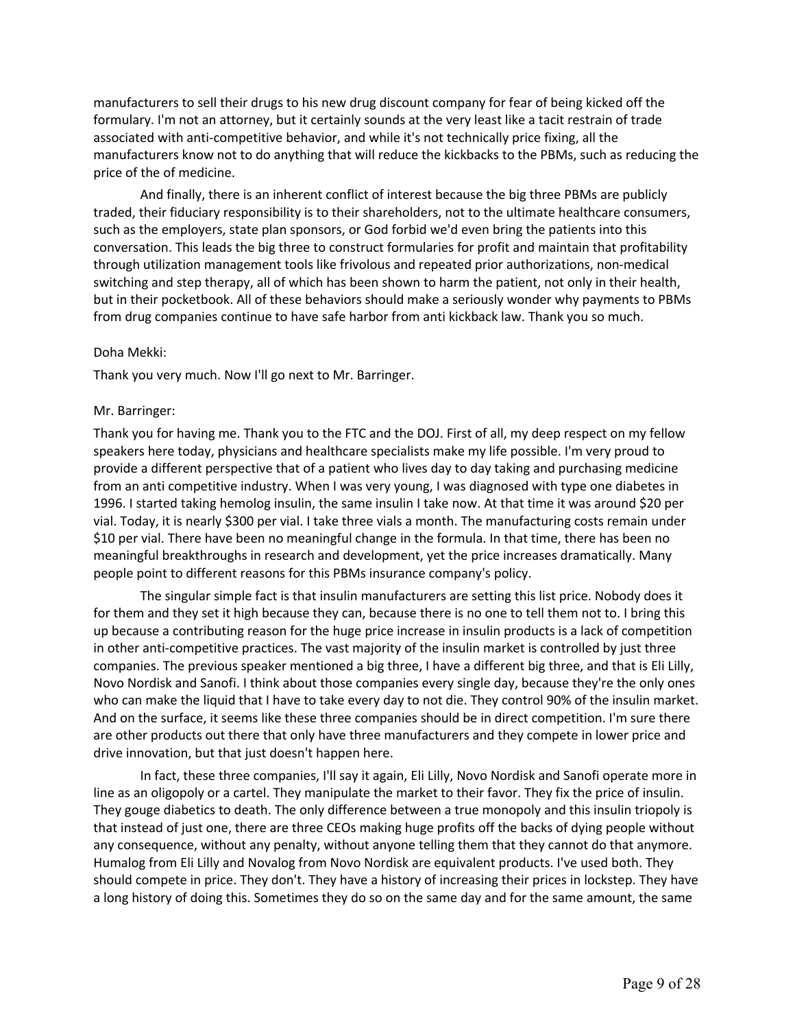manufacturers to sell their drugs to his new drug discount company for fear of being kicked off the formulary. I'm not an attorney, but it certainly sounds at the very least like a tacit restrain of trade associated with anti-competitive behavior, and while it's not technically price fixing, all the manufacturers know not to do anything that will reduce the kickbacks to the PBMs, such as reducing the price of the of medicine.

And finally, there is an inherent conflict of interest because the big three PBMs are publicly traded, their fiduciary responsibility is to their shareholders, not to the ultimate healthcare consumers, such as the employers, state plan sponsors, or God forbid we'd even bring the patients into this conversation. This leads the big three to construct formularies for profit and maintain that profitability through utilization management tools like frivolous and repeated prior authorizations, non-medical switching and step therapy, all of which has been shown to harm the patient, not only in their health, but in their pocketbook. All of these behaviors should make a seriously wonder why payments to PBMs from drug companies continue to have safe harbor from anti kickback law. Thank you so much.

Doha Mekki:

Thank you very much. Now I'll go next to Mr. Barringer.

Mr. Barringer:

Thank you for having me. Thank you to the FTC and the DOJ. First of all, my deep respect on my fellow speakers here today, physicians and healthcare specialists make my life possible. I'm very proud to provide a different perspective that of a patient who lives day to day taking and purchasing medicine from an anti competitive industry. When I was very young, I was diagnosed with type one diabetes in 1996. I started taking hemolog insulin, the same insulin I take now. At that time it was around $20 per vial. Today, it is nearly $300 per vial. I take three vials a month. The manufacturing costs remain under $10 per vial. There have been no meaningful change in the formula. In that time, there has been no meaningful breakthroughs in research and development, yet the price increases dramatically. Many people point to different reasons for this PBMs insurance company's policy.

The singular simple fact is that insulin manufacturers are setting this list price. Nobody does it for them and they set it high because they can, because there is no one to tell them not to. I bring this up because a contributing reason for the huge price increase in insulin products is a lack of competition in other anti-competitive practices. The vast majority of the insulin market is controlled by just three companies. The previous speaker mentioned a big three, I have a different big three, and that is Eli Lilly, Novo Nordisk and Sanofi. I think about those companies every single day, because they're the only ones who can make the liquid that I have to take every day to not die. They control 90% of the insulin market. And on the surface, it seems like these three companies should be in direct competition. I'm sure there are other products out there that only have three manufacturers and they compete in lower price and drive innovation, but that just doesn't happen here.

In fact, these three companies, I'll say it again, Eli Lilly, Novo Nordisk and Sanofi operate more in line as an oligopoly or a cartel. They manipulate the market to their favor. They fix the price of insulin. They gouge diabetics to death. The only difference between a true monopoly and this insulin triopoly is that instead of just one, there are three CEOs making huge profits off the backs of dying people without any consequence, without any penalty, without anyone telling them that they cannot do that anymore. Humalog from Eli Lilly and Novalog from Novo Nordisk are equivalent products. I've used both. They should compete in price. They don't. They have a history of increasing their prices in lockstep. They have a long history of doing this. Sometimes they do so on the same day and for the same amount, the same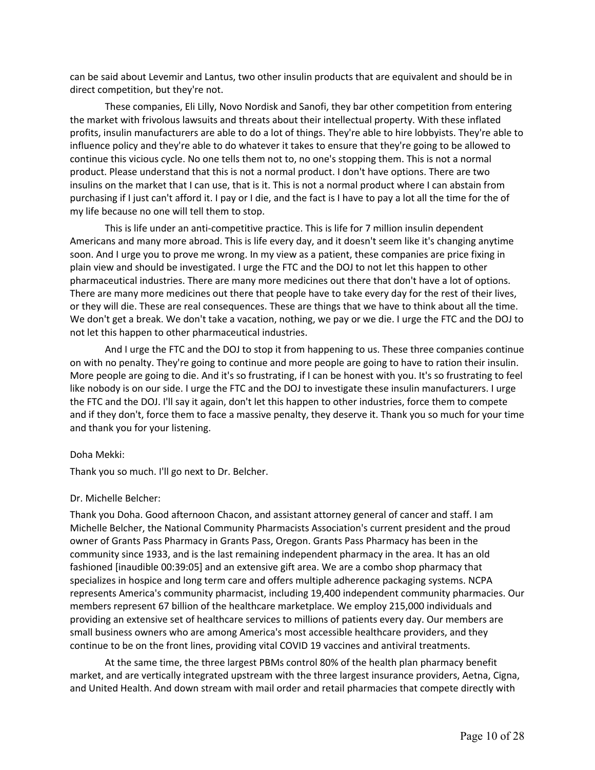can be said about Levemir and Lantus, two other insulin products that are equivalent and should be in direct competition, but they're not.

These companies, Eli Lilly, Novo Nordisk and Sanofi, they bar other competition from entering the market with frivolous lawsuits and threats about their intellectual property. With these inflated profits, insulin manufacturers are able to do a lot of things. They're able to hire lobbyists. They're able to influence policy and they're able to do whatever it takes to ensure that they're going to be allowed to continue this vicious cycle. No one tells them not to, no one's stopping them. This is not a normal product. Please understand that this is not a normal product. I don't have options. There are two insulins on the market that I can use, that is it. This is not a normal product where I can abstain from purchasing if I just can't afford it. I pay or I die, and the fact is I have to pay a lot all the time for the of my life because no one will tell them to stop.

This is life under an anti-competitive practice. This is life for 7 million insulin dependent Americans and many more abroad. This is life every day, and it doesn't seem like it's changing anytime soon. And I urge you to prove me wrong. In my view as a patient, these companies are price fixing in plain view and should be investigated. I urge the FTC and the DOJ to not let this happen to other pharmaceutical industries. There are many more medicines out there that don't have a lot of options. There are many more medicines out there that people have to take every day for the rest of their lives, or they will die. These are real consequences. These are things that we have to think about all the time. We don't get a break. We don't take a vacation, nothing, we pay or we die. I urge the FTC and the DOJ to not let this happen to other pharmaceutical industries.

And I urge the FTC and the DOJ to stop it from happening to us. These three companies continue on with no penalty. They're going to continue and more people are going to have to ration their insulin. More people are going to die. And it's so frustrating, if I can be honest with you. It's so frustrating to feel like nobody is on our side. I urge the FTC and the DOJ to investigate these insulin manufacturers. I urge the FTC and the DOJ. I'll say it again, don't let this happen to other industries, force them to compete and if they don't, force them to face a massive penalty, they deserve it. Thank you so much for your time and thank you for your listening.

Doha Mekki:

Thank you so much. I'll go next to Dr. Belcher.

Dr. Michelle Belcher:

Thank you Doha. Good afternoon Chacon, and assistant attorney general of cancer and staff. I am Michelle Belcher, the National Community Pharmacists Association's current president and the proud owner of Grants Pass Pharmacy in Grants Pass, Oregon. Grants Pass Pharmacy has been in the community since 1933, and is the last remaining independent pharmacy in the area. It has an old fashioned [inaudible 00:39:05] and an extensive gift area. We are a combo shop pharmacy that specializes in hospice and long term care and offers multiple adherence packaging systems. NCPA represents America's community pharmacist, including 19,400 independent community pharmacies. Our members represent 67 billion of the healthcare marketplace. We employ 215,000 individuals and providing an extensive set of healthcare services to millions of patients every day. Our members are small business owners who are among America's most accessible healthcare providers, and they continue to be on the front lines, providing vital COVID 19 vaccines and antiviral treatments.

At the same time, the three largest PBMs control 80% of the health plan pharmacy benefit market, and are vertically integrated upstream with the three largest insurance providers, Aetna, Cigna, and United Health. And down stream with mail order and retail pharmacies that compete directly with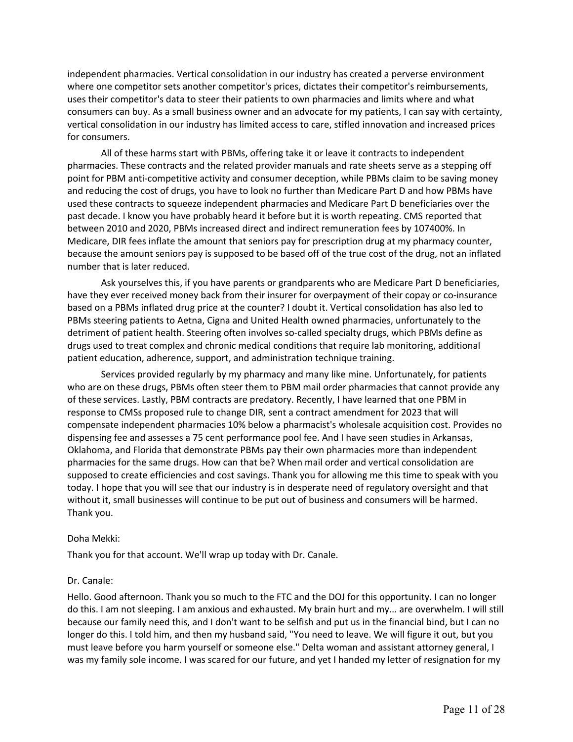independent pharmacies. Vertical consolidation in our industry has created a perverse environment where one competitor sets another competitor's prices, dictates their competitor's reimbursements, uses their competitor's data to steer their patients to own pharmacies and limits where and what consumers can buy. As a small business owner and an advocate for my patients, I can say with certainty, vertical consolidation in our industry has limited access to care, stifled innovation and increased prices for consumers.

All of these harms start with PBMs, offering take it or leave it contracts to independent pharmacies. These contracts and the related provider manuals and rate sheets serve as a stepping off point for PBM anti-competitive activity and consumer deception, while PBMs claim to be saving money and reducing the cost of drugs, you have to look no further than Medicare Part D and how PBMs have used these contracts to squeeze independent pharmacies and Medicare Part D beneficiaries over the past decade. I know you have probably heard it before but it is worth repeating. CMS reported that between 2010 and 2020, PBMs increased direct and indirect remuneration fees by 107400%. In Medicare, DIR fees inflate the amount that seniors pay for prescription drug at my pharmacy counter, because the amount seniors pay is supposed to be based off of the true cost of the drug, not an inflated number that is later reduced.

Ask yourselves this, if you have parents or grandparents who are Medicare Part D beneficiaries, have they ever received money back from their insurer for overpayment of their copay or co-insurance based on a PBMs inflated drug price at the counter? I doubt it. Vertical consolidation has also led to PBMs steering patients to Aetna, Cigna and United Health owned pharmacies, unfortunately to the detriment of patient health. Steering often involves so-called specialty drugs, which PBMs define as drugs used to treat complex and chronic medical conditions that require lab monitoring, additional patient education, adherence, support, and administration technique training.

Services provided regularly by my pharmacy and many like mine. Unfortunately, for patients who are on these drugs, PBMs often steer them to PBM mail order pharmacies that cannot provide any of these services. Lastly, PBM contracts are predatory. Recently, I have learned that one PBM in response to CMSs proposed rule to change DIR, sent a contract amendment for 2023 that will compensate independent pharmacies 10% below a pharmacist's wholesale acquisition cost. Provides no dispensing fee and assesses a 75 cent performance pool fee. And I have seen studies in Arkansas, Oklahoma, and Florida that demonstrate PBMs pay their own pharmacies more than independent pharmacies for the same drugs. How can that be? When mail order and vertical consolidation are supposed to create efficiencies and cost savings. Thank you for allowing me this time to speak with you today. I hope that you will see that our industry is in desperate need of regulatory oversight and that without it, small businesses will continue to be put out of business and consumers will be harmed. Thank you.

Doha Mekki:

Thank you for that account. We'll wrap up today with Dr. Canale.

Dr. Canale:

Hello. Good afternoon. Thank you so much to the FTC and the DOJ for this opportunity. I can no longer do this. I am not sleeping. I am anxious and exhausted. My brain hurt and my... are overwhelm. I will still because our family need this, and I don't want to be selfish and put us in the financial bind, but I can no longer do this. I told him, and then my husband said, "You need to leave. We will figure it out, but you must leave before you harm yourself or someone else." Delta woman and assistant attorney general, I was my family sole income. I was scared for our future, and yet I handed my letter of resignation for my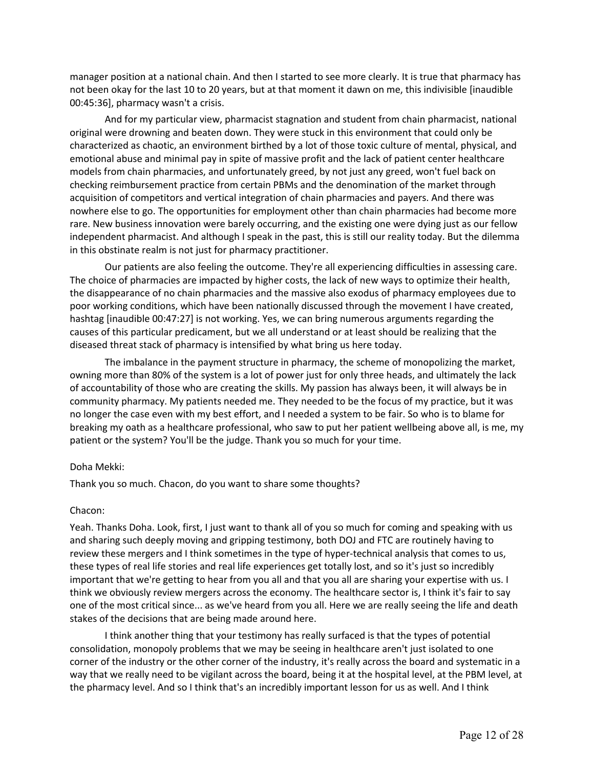manager position at a national chain. And then I started to see more clearly. It is true that pharmacy has not been okay for the last 10 to 20 years, but at that moment it dawn on me, this indivisible [inaudible 00:45:36], pharmacy wasn't a crisis.

And for my particular view, pharmacist stagnation and student from chain pharmacist, national original were drowning and beaten down. They were stuck in this environment that could only be characterized as chaotic, an environment birthed by a lot of those toxic culture of mental, physical, and emotional abuse and minimal pay in spite of massive profit and the lack of patient center healthcare models from chain pharmacies, and unfortunately greed, by not just any greed, won't fuel back on checking reimbursement practice from certain PBMs and the denomination of the market through acquisition of competitors and vertical integration of chain pharmacies and payers. And there was nowhere else to go. The opportunities for employment other than chain pharmacies had become more rare. New business innovation were barely occurring, and the existing one were dying just as our fellow independent pharmacist. And although I speak in the past, this is still our reality today. But the dilemma in this obstinate realm is not just for pharmacy practitioner.

Our patients are also feeling the outcome. They're all experiencing difficulties in assessing care. The choice of pharmacies are impacted by higher costs, the lack of new ways to optimize their health, the disappearance of no chain pharmacies and the massive also exodus of pharmacy employees due to poor working conditions, which have been nationally discussed through the movement I have created, hashtag [inaudible 00:47:27] is not working. Yes, we can bring numerous arguments regarding the causes of this particular predicament, but we all understand or at least should be realizing that the diseased threat stack of pharmacy is intensified by what bring us here today.

The imbalance in the payment structure in pharmacy, the scheme of monopolizing the market, owning more than 80% of the system is a lot of power just for only three heads, and ultimately the lack of accountability of those who are creating the skills. My passion has always been, it will always be in community pharmacy. My patients needed me. They needed to be the focus of my practice, but it was no longer the case even with my best effort, and I needed a system to be fair. So who is to blame for breaking my oath as a healthcare professional, who saw to put her patient wellbeing above all, is me, my patient or the system? You'll be the judge. Thank you so much for your time.

Doha Mekki:

Thank you so much. Chacon, do you want to share some thoughts?

Chacon:

Yeah. Thanks Doha. Look, first, I just want to thank all of you so much for coming and speaking with us and sharing such deeply moving and gripping testimony, both DOJ and FTC are routinely having to review these mergers and I think sometimes in the type of hyper-technical analysis that comes to us, these types of real life stories and real life experiences get totally lost, and so it's just so incredibly important that we're getting to hear from you all and that you all are sharing your expertise with us. I think we obviously review mergers across the economy. The healthcare sector is, I think it's fair to say one of the most critical since... as we've heard from you all. Here we are really seeing the life and death stakes of the decisions that are being made around here.

I think another thing that your testimony has really surfaced is that the types of potential consolidation, monopoly problems that we may be seeing in healthcare aren't just isolated to one corner of the industry or the other corner of the industry, it's really across the board and systematic in a way that we really need to be vigilant across the board, being it at the hospital level, at the PBM level, at the pharmacy level. And so I think that's an incredibly important lesson for us as well. And I think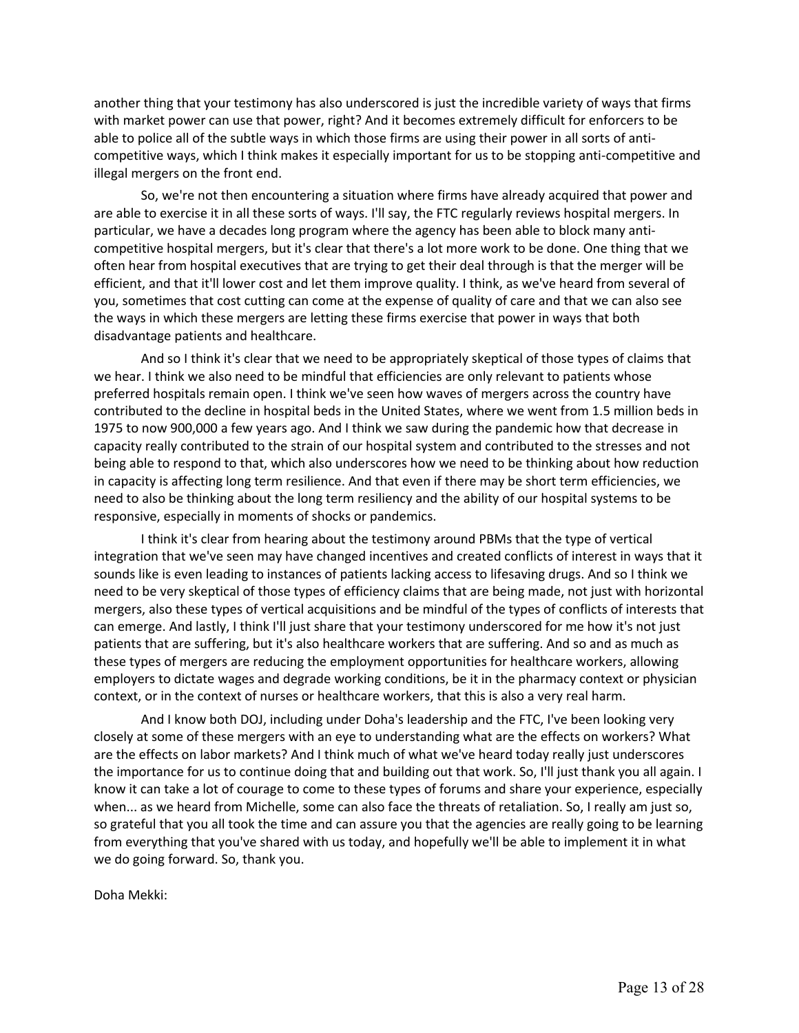another thing that your testimony has also underscored is just the incredible variety of ways that firms with market power can use that power, right? And it becomes extremely difficult for enforcers to be able to police all of the subtle ways in which those firms are using their power in all sorts of anti-competitive ways, which I think makes it especially important for us to be stopping anti-competitive and illegal mergers on the front end.

So, we're not then encountering a situation where firms have already acquired that power and are able to exercise it in all these sorts of ways. I'll say, the FTC regularly reviews hospital mergers. In particular, we have a decades long program where the agency has been able to block many anti-competitive hospital mergers, but it's clear that there's a lot more work to be done. One thing that we often hear from hospital executives that are trying to get their deal through is that the merger will be efficient, and that it'll lower cost and let them improve quality. I think, as we've heard from several of you, sometimes that cost cutting can come at the expense of quality of care and that we can also see the ways in which these mergers are letting these firms exercise that power in ways that both disadvantage patients and healthcare.

And so I think it's clear that we need to be appropriately skeptical of those types of claims that we hear. I think we also need to be mindful that efficiencies are only relevant to patients whose preferred hospitals remain open. I think we've seen how waves of mergers across the country have contributed to the decline in hospital beds in the United States, where we went from 1.5 million beds in 1975 to now 900,000 a few years ago. And I think we saw during the pandemic how that decrease in capacity really contributed to the strain of our hospital system and contributed to the stresses and not being able to respond to that, which also underscores how we need to be thinking about how reduction in capacity is affecting long term resilience. And that even if there may be short term efficiencies, we need to also be thinking about the long term resiliency and the ability of our hospital systems to be responsive, especially in moments of shocks or pandemics.

I think it's clear from hearing about the testimony around PBMs that the type of vertical integration that we've seen may have changed incentives and created conflicts of interest in ways that it sounds like is even leading to instances of patients lacking access to lifesaving drugs. And so I think we need to be very skeptical of those types of efficiency claims that are being made, not just with horizontal mergers, also these types of vertical acquisitions and be mindful of the types of conflicts of interests that can emerge. And lastly, I think I'll just share that your testimony underscored for me how it's not just patients that are suffering, but it's also healthcare workers that are suffering. And so and as much as these types of mergers are reducing the employment opportunities for healthcare workers, allowing employers to dictate wages and degrade working conditions, be it in the pharmacy context or physician context, or in the context of nurses or healthcare workers, that this is also a very real harm.

And I know both DOJ, including under Doha's leadership and the FTC, I've been looking very closely at some of these mergers with an eye to understanding what are the effects on workers? What are the effects on labor markets? And I think much of what we've heard today really just underscores the importance for us to continue doing that and building out that work. So, I'll just thank you all again. I know it can take a lot of courage to come to these types of forums and share your experience, especially when... as we heard from Michelle, some can also face the threats of retaliation. So, I really am just so, so grateful that you all took the time and can assure you that the agencies are really going to be learning from everything that you've shared with us today, and hopefully we'll be able to implement it in what we do going forward. So, thank you.

Doha Mekki: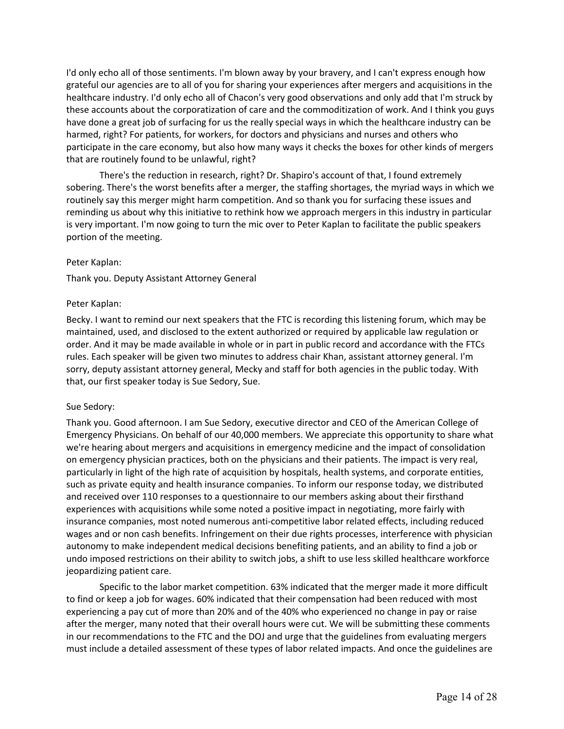I'd only echo all of those sentiments. I'm blown away by your bravery, and I can't express enough how grateful our agencies are to all of you for sharing your experiences after mergers and acquisitions in the healthcare industry. I'd only echo all of Chacon's very good observations and only add that I'm struck by these accounts about the corporatization of care and the commoditization of work. And I think you guys have done a great job of surfacing for us the really special ways in which the healthcare industry can be harmed, right? For patients, for workers, for doctors and physicians and nurses and others who participate in the care economy, but also how many ways it checks the boxes for other kinds of mergers that are routinely found to be unlawful, right?

There's the reduction in research, right? Dr. Shapiro's account of that, I found extremely sobering. There's the worst benefits after a merger, the staffing shortages, the myriad ways in which we routinely say this merger might harm competition. And so thank you for surfacing these issues and reminding us about why this initiative to rethink how we approach mergers in this industry in particular is very important. I'm now going to turn the mic over to Peter Kaplan to facilitate the public speakers portion of the meeting.

Peter Kaplan:

Thank you. Deputy Assistant Attorney General

Peter Kaplan:

Becky. I want to remind our next speakers that the FTC is recording this listening forum, which may be maintained, used, and disclosed to the extent authorized or required by applicable law regulation or order. And it may be made available in whole or in part in public record and accordance with the FTCs rules. Each speaker will be given two minutes to address chair Khan, assistant attorney general. I'm sorry, deputy assistant attorney general, Mecky and staff for both agencies in the public today. With that, our first speaker today is Sue Sedory, Sue.

Sue Sedory:

Thank you. Good afternoon. I am Sue Sedory, executive director and CEO of the American College of Emergency Physicians. On behalf of our 40,000 members. We appreciate this opportunity to share what we're hearing about mergers and acquisitions in emergency medicine and the impact of consolidation on emergency physician practices, both on the physicians and their patients. The impact is very real, particularly in light of the high rate of acquisition by hospitals, health systems, and corporate entities, such as private equity and health insurance companies. To inform our response today, we distributed and received over 110 responses to a questionnaire to our members asking about their firsthand experiences with acquisitions while some noted a positive impact in negotiating, more fairly with insurance companies, most noted numerous anti-competitive labor related effects, including reduced wages and or non cash benefits. Infringement on their due rights processes, interference with physician autonomy to make independent medical decisions benefiting patients, and an ability to find a job or undo imposed restrictions on their ability to switch jobs, a shift to use less skilled healthcare workforce jeopardizing patient care.

Specific to the labor market competition. 63% indicated that the merger made it more difficult to find or keep a job for wages. 60% indicated that their compensation had been reduced with most experiencing a pay cut of more than 20% and of the 40% who experienced no change in pay or raise after the merger, many noted that their overall hours were cut. We will be submitting these comments in our recommendations to the FTC and the DOJ and urge that the guidelines from evaluating mergers must include a detailed assessment of these types of labor related impacts. And once the guidelines are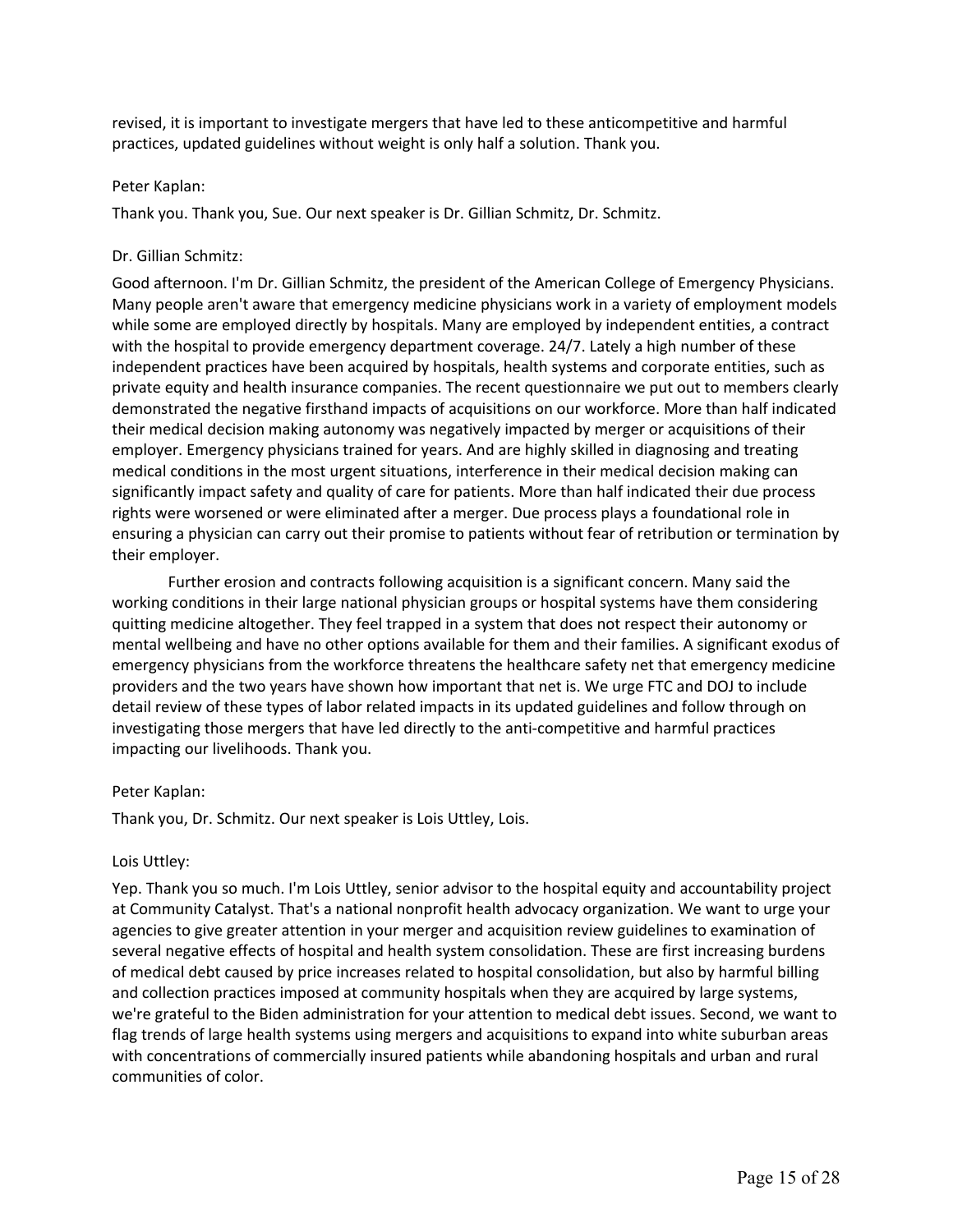revised, it is important to investigate mergers that have led to these anticompetitive and harmful practices, updated guidelines without weight is only half a solution. Thank you.

Peter Kaplan:

Thank you. Thank you, Sue. Our next speaker is Dr. Gillian Schmitz, Dr. Schmitz.

Dr. Gillian Schmitz:

Good afternoon. I'm Dr. Gillian Schmitz, the president of the American College of Emergency Physicians. Many people aren't aware that emergency medicine physicians work in a variety of employment models while some are employed directly by hospitals. Many are employed by independent entities, a contract with the hospital to provide emergency department coverage. 24/7. Lately a high number of these independent practices have been acquired by hospitals, health systems and corporate entities, such as private equity and health insurance companies. The recent questionnaire we put out to members clearly demonstrated the negative firsthand impacts of acquisitions on our workforce. More than half indicated their medical decision making autonomy was negatively impacted by merger or acquisitions of their employer. Emergency physicians trained for years. And are highly skilled in diagnosing and treating medical conditions in the most urgent situations, interference in their medical decision making can significantly impact safety and quality of care for patients. More than half indicated their due process rights were worsened or were eliminated after a merger. Due process plays a foundational role in ensuring a physician can carry out their promise to patients without fear of retribution or termination by their employer.

Further erosion and contracts following acquisition is a significant concern. Many said the working conditions in their large national physician groups or hospital systems have them considering quitting medicine altogether. They feel trapped in a system that does not respect their autonomy or mental wellbeing and have no other options available for them and their families. A significant exodus of emergency physicians from the workforce threatens the healthcare safety net that emergency medicine providers and the two years have shown how important that net is. We urge FTC and DOJ to include detail review of these types of labor related impacts in its updated guidelines and follow through on investigating those mergers that have led directly to the anti-competitive and harmful practices impacting our livelihoods. Thank you.

Peter Kaplan:

Thank you, Dr. Schmitz. Our next speaker is Lois Uttley, Lois.

Lois Uttley:

Yep. Thank you so much. I'm Lois Uttley, senior advisor to the hospital equity and accountability project at Community Catalyst. That's a national nonprofit health advocacy organization. We want to urge your agencies to give greater attention in your merger and acquisition review guidelines to examination of several negative effects of hospital and health system consolidation. These are first increasing burdens of medical debt caused by price increases related to hospital consolidation, but also by harmful billing and collection practices imposed at community hospitals when they are acquired by large systems, we're grateful to the Biden administration for your attention to medical debt issues. Second, we want to flag trends of large health systems using mergers and acquisitions to expand into white suburban areas with concentrations of commercially insured patients while abandoning hospitals and urban and rural communities of color.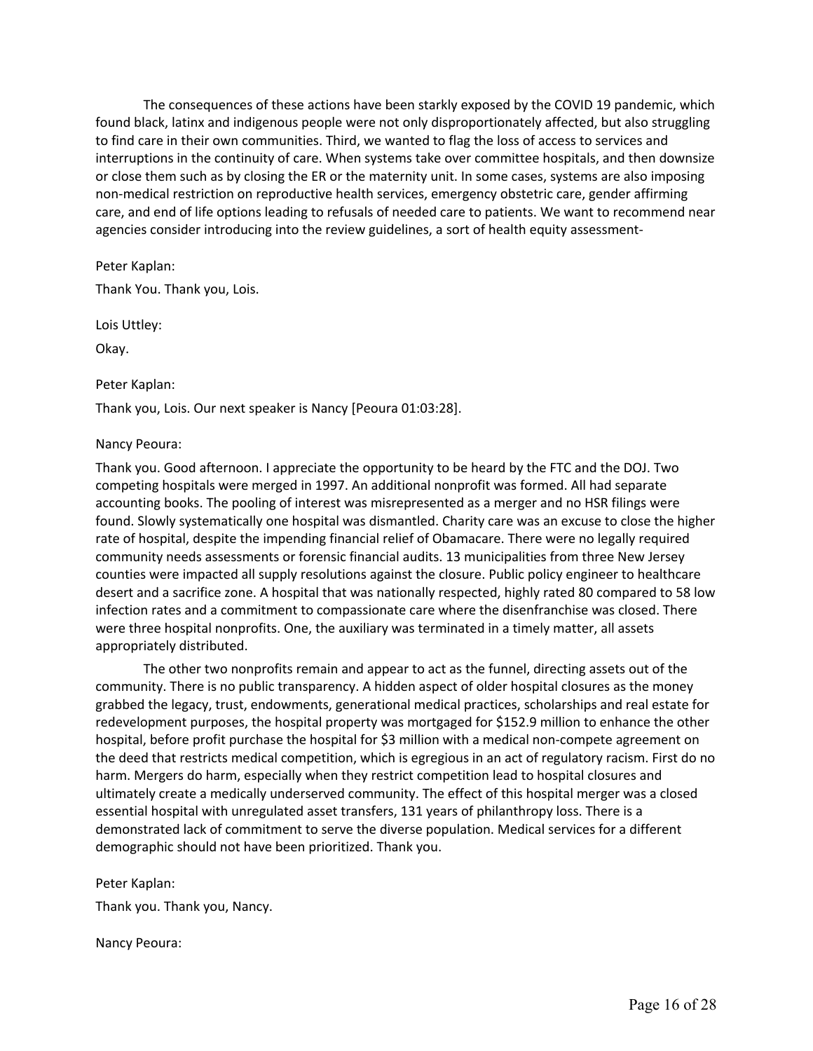The consequences of these actions have been starkly exposed by the COVID 19 pandemic, which found black, latinx and indigenous people were not only disproportionately affected, but also struggling to find care in their own communities. Third, we wanted to flag the loss of access to services and interruptions in the continuity of care. When systems take over committee hospitals, and then downsize or close them such as by closing the ER or the maternity unit. In some cases, systems are also imposing non-medical restriction on reproductive health services, emergency obstetric care, gender affirming care, and end of life options leading to refusals of needed care to patients. We want to recommend near agencies consider introducing into the review guidelines, a sort of health equity assessment-

Peter Kaplan:

Thank You. Thank you, Lois.

Lois Uttley:

Okay.

Peter Kaplan:

Thank you, Lois. Our next speaker is Nancy [Peoura 01:03:28].

Nancy Peoura:

Thank you. Good afternoon. I appreciate the opportunity to be heard by the FTC and the DOJ. Two competing hospitals were merged in 1997. An additional nonprofit was formed. All had separate accounting books. The pooling of interest was misrepresented as a merger and no HSR filings were found. Slowly systematically one hospital was dismantled. Charity care was an excuse to close the higher rate of hospital, despite the impending financial relief of Obamacare. There were no legally required community needs assessments or forensic financial audits. 13 municipalities from three New Jersey counties were impacted all supply resolutions against the closure. Public policy engineer to healthcare desert and a sacrifice zone. A hospital that was nationally respected, highly rated 80 compared to 58 low infection rates and a commitment to compassionate care where the disenfranchise was closed. There were three hospital nonprofits. One, the auxiliary was terminated in a timely matter, all assets appropriately distributed.

The other two nonprofits remain and appear to act as the funnel, directing assets out of the community. There is no public transparency. A hidden aspect of older hospital closures as the money grabbed the legacy, trust, endowments, generational medical practices, scholarships and real estate for redevelopment purposes, the hospital property was mortgaged for $152.9 million to enhance the other hospital, before profit purchase the hospital for $3 million with a medical non-compete agreement on the deed that restricts medical competition, which is egregious in an act of regulatory racism. First do no harm. Mergers do harm, especially when they restrict competition lead to hospital closures and ultimately create a medically underserved community. The effect of this hospital merger was a closed essential hospital with unregulated asset transfers, 131 years of philanthropy loss. There is a demonstrated lack of commitment to serve the diverse population. Medical services for a different demographic should not have been prioritized. Thank you.

Peter Kaplan:

Thank you. Thank you, Nancy.

Nancy Peoura: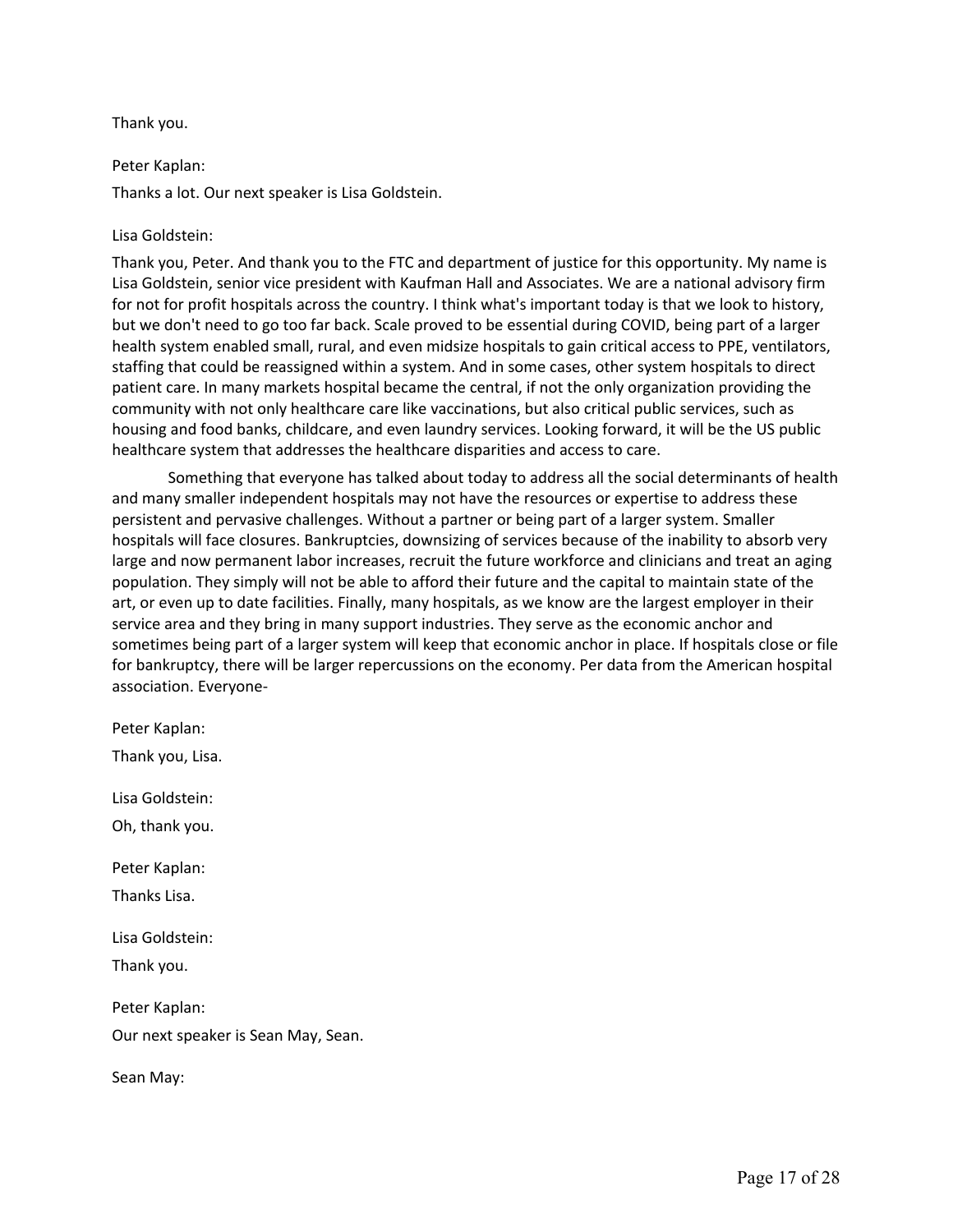Thank you.

Peter Kaplan:

Thanks a lot. Our next speaker is Lisa Goldstein.

Lisa Goldstein:

Thank you, Peter. And thank you to the FTC and department of justice for this opportunity. My name is Lisa Goldstein, senior vice president with Kaufman Hall and Associates. We are a national advisory firm for not for profit hospitals across the country. I think what's important today is that we look to history, but we don't need to go too far back. Scale proved to be essential during COVID, being part of a larger health system enabled small, rural, and even midsize hospitals to gain critical access to PPE, ventilators, staffing that could be reassigned within a system. And in some cases, other system hospitals to direct patient care. In many markets hospital became the central, if not the only organization providing the community with not only healthcare care like vaccinations, but also critical public services, such as housing and food banks, childcare, and even laundry services. Looking forward, it will be the US public healthcare system that addresses the healthcare disparities and access to care.

Something that everyone has talked about today to address all the social determinants of health and many smaller independent hospitals may not have the resources or expertise to address these persistent and pervasive challenges. Without a partner or being part of a larger system. Smaller hospitals will face closures. Bankruptcies, downsizing of services because of the inability to absorb very large and now permanent labor increases, recruit the future workforce and clinicians and treat an aging population. They simply will not be able to afford their future and the capital to maintain state of the art, or even up to date facilities. Finally, many hospitals, as we know are the largest employer in their service area and they bring in many support industries. They serve as the economic anchor and sometimes being part of a larger system will keep that economic anchor in place. If hospitals close or file for bankruptcy, there will be larger repercussions on the economy. Per data from the American hospital association. Everyone-

Peter Kaplan:

Thank you, Lisa.

Lisa Goldstein:

Oh, thank you.

Peter Kaplan:

Thanks Lisa.

Lisa Goldstein:

Thank you.

Peter Kaplan:

Our next speaker is Sean May, Sean.

Sean May: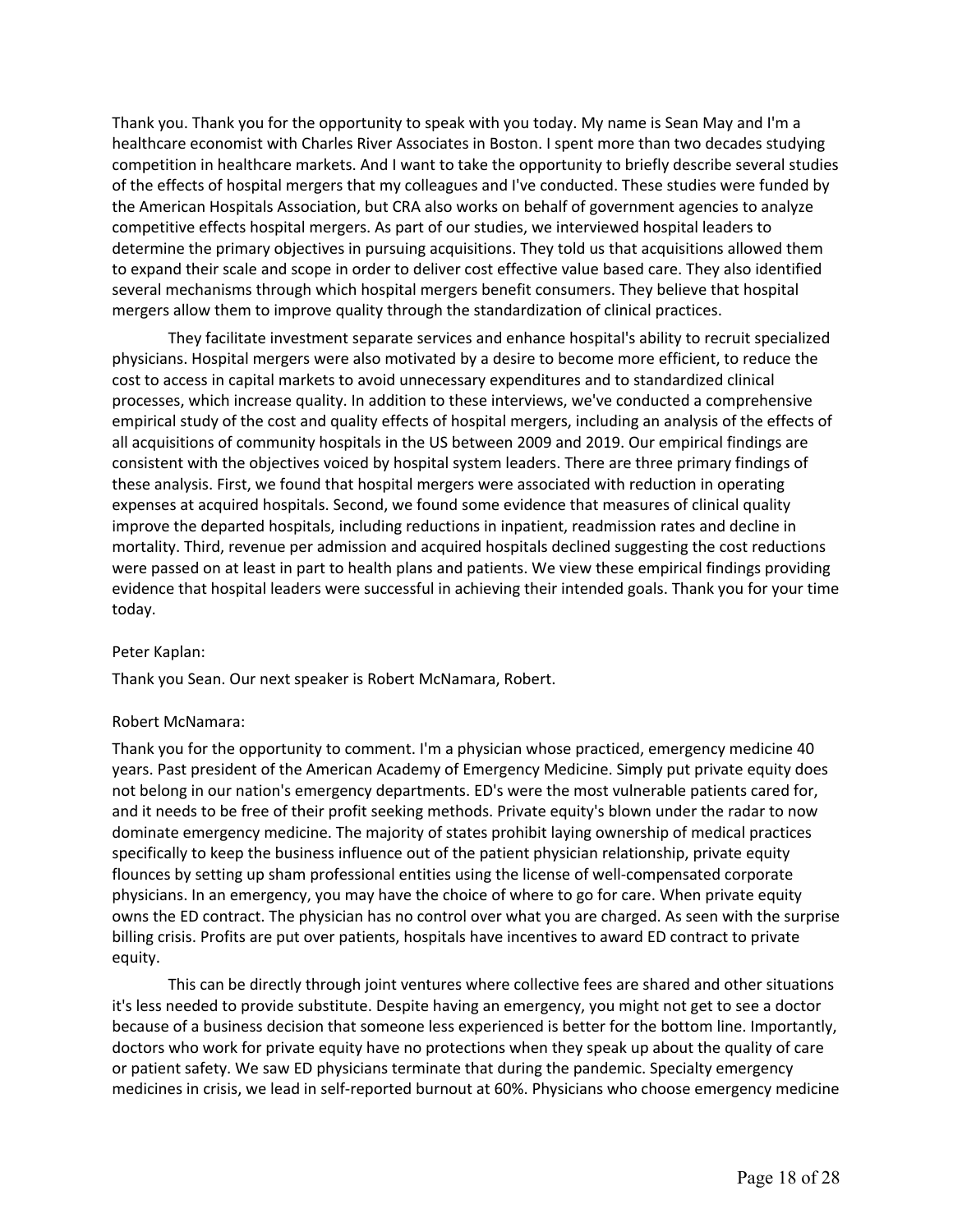Thank you. Thank you for the opportunity to speak with you today. My name is Sean May and I'm a healthcare economist with Charles River Associates in Boston. I spent more than two decades studying competition in healthcare markets. And I want to take the opportunity to briefly describe several studies of the effects of hospital mergers that my colleagues and I've conducted. These studies were funded by the American Hospitals Association, but CRA also works on behalf of government agencies to analyze competitive effects hospital mergers. As part of our studies, we interviewed hospital leaders to determine the primary objectives in pursuing acquisitions. They told us that acquisitions allowed them to expand their scale and scope in order to deliver cost effective value based care. They also identified several mechanisms through which hospital mergers benefit consumers. They believe that hospital mergers allow them to improve quality through the standardization of clinical practices.

They facilitate investment separate services and enhance hospital's ability to recruit specialized physicians. Hospital mergers were also motivated by a desire to become more efficient, to reduce the cost to access in capital markets to avoid unnecessary expenditures and to standardized clinical processes, which increase quality. In addition to these interviews, we've conducted a comprehensive empirical study of the cost and quality effects of hospital mergers, including an analysis of the effects of all acquisitions of community hospitals in the US between 2009 and 2019. Our empirical findings are consistent with the objectives voiced by hospital system leaders. There are three primary findings of these analysis. First, we found that hospital mergers were associated with reduction in operating expenses at acquired hospitals. Second, we found some evidence that measures of clinical quality improve the departed hospitals, including reductions in inpatient, readmission rates and decline in mortality. Third, revenue per admission and acquired hospitals declined suggesting the cost reductions were passed on at least in part to health plans and patients. We view these empirical findings providing evidence that hospital leaders were successful in achieving their intended goals. Thank you for your time today.

Peter Kaplan:

Thank you Sean. Our next speaker is Robert McNamara, Robert.

Robert McNamara:

Thank you for the opportunity to comment. I'm a physician whose practiced, emergency medicine 40 years. Past president of the American Academy of Emergency Medicine. Simply put private equity does not belong in our nation's emergency departments. ED's were the most vulnerable patients cared for, and it needs to be free of their profit seeking methods. Private equity's blown under the radar to now dominate emergency medicine. The majority of states prohibit laying ownership of medical practices specifically to keep the business influence out of the patient physician relationship, private equity flounces by setting up sham professional entities using the license of well-compensated corporate physicians. In an emergency, you may have the choice of where to go for care. When private equity owns the ED contract. The physician has no control over what you are charged. As seen with the surprise billing crisis. Profits are put over patients, hospitals have incentives to award ED contract to private equity.

This can be directly through joint ventures where collective fees are shared and other situations it's less needed to provide substitute. Despite having an emergency, you might not get to see a doctor because of a business decision that someone less experienced is better for the bottom line. Importantly, doctors who work for private equity have no protections when they speak up about the quality of care or patient safety. We saw ED physicians terminate that during the pandemic. Specialty emergency medicines in crisis, we lead in self-reported burnout at 60%. Physicians who choose emergency medicine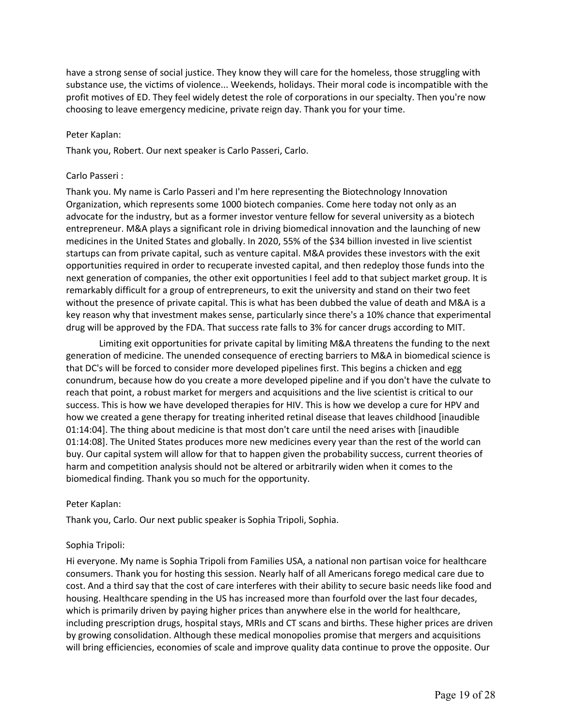have a strong sense of social justice. They know they will care for the homeless, those struggling with substance use, the victims of violence... Weekends, holidays. Their moral code is incompatible with the profit motives of ED. They feel widely detest the role of corporations in our specialty. Then you're now choosing to leave emergency medicine, private reign day. Thank you for your time.

Peter Kaplan:

Thank you, Robert. Our next speaker is Carlo Passeri, Carlo.

Carlo Passeri :

Thank you. My name is Carlo Passeri and I'm here representing the Biotechnology Innovation Organization, which represents some 1000 biotech companies. Come here today not only as an advocate for the industry, but as a former investor venture fellow for several university as a biotech entrepreneur. M&A plays a significant role in driving biomedical innovation and the launching of new medicines in the United States and globally. In 2020, 55% of the $34 billion invested in live scientist startups can from private capital, such as venture capital. M&A provides these investors with the exit opportunities required in order to recuperate invested capital, and then redeploy those funds into the next generation of companies, the other exit opportunities I feel add to that subject market group. It is remarkably difficult for a group of entrepreneurs, to exit the university and stand on their two feet without the presence of private capital. This is what has been dubbed the value of death and M&A is a key reason why that investment makes sense, particularly since there's a 10% chance that experimental drug will be approved by the FDA. That success rate falls to 3% for cancer drugs according to MIT.

Limiting exit opportunities for private capital by limiting M&A threatens the funding to the next generation of medicine. The unended consequence of erecting barriers to M&A in biomedical science is that DC's will be forced to consider more developed pipelines first. This begins a chicken and egg conundrum, because how do you create a more developed pipeline and if you don't have the culvate to reach that point, a robust market for mergers and acquisitions and the live scientist is critical to our success. This is how we have developed therapies for HIV. This is how we develop a cure for HPV and how we created a gene therapy for treating inherited retinal disease that leaves childhood [inaudible 01:14:04]. The thing about medicine is that most don't care until the need arises with [inaudible 01:14:08]. The United States produces more new medicines every year than the rest of the world can buy. Our capital system will allow for that to happen given the probability success, current theories of harm and competition analysis should not be altered or arbitrarily widen when it comes to the biomedical finding. Thank you so much for the opportunity.

Peter Kaplan:

Thank you, Carlo. Our next public speaker is Sophia Tripoli, Sophia.

Sophia Tripoli:

Hi everyone. My name is Sophia Tripoli from Families USA, a national non partisan voice for healthcare consumers. Thank you for hosting this session. Nearly half of all Americans forego medical care due to cost. And a third say that the cost of care interferes with their ability to secure basic needs like food and housing. Healthcare spending in the US has increased more than fourfold over the last four decades, which is primarily driven by paying higher prices than anywhere else in the world for healthcare, including prescription drugs, hospital stays, MRIs and CT scans and births. These higher prices are driven by growing consolidation. Although these medical monopolies promise that mergers and acquisitions will bring efficiencies, economies of scale and improve quality data continue to prove the opposite. Our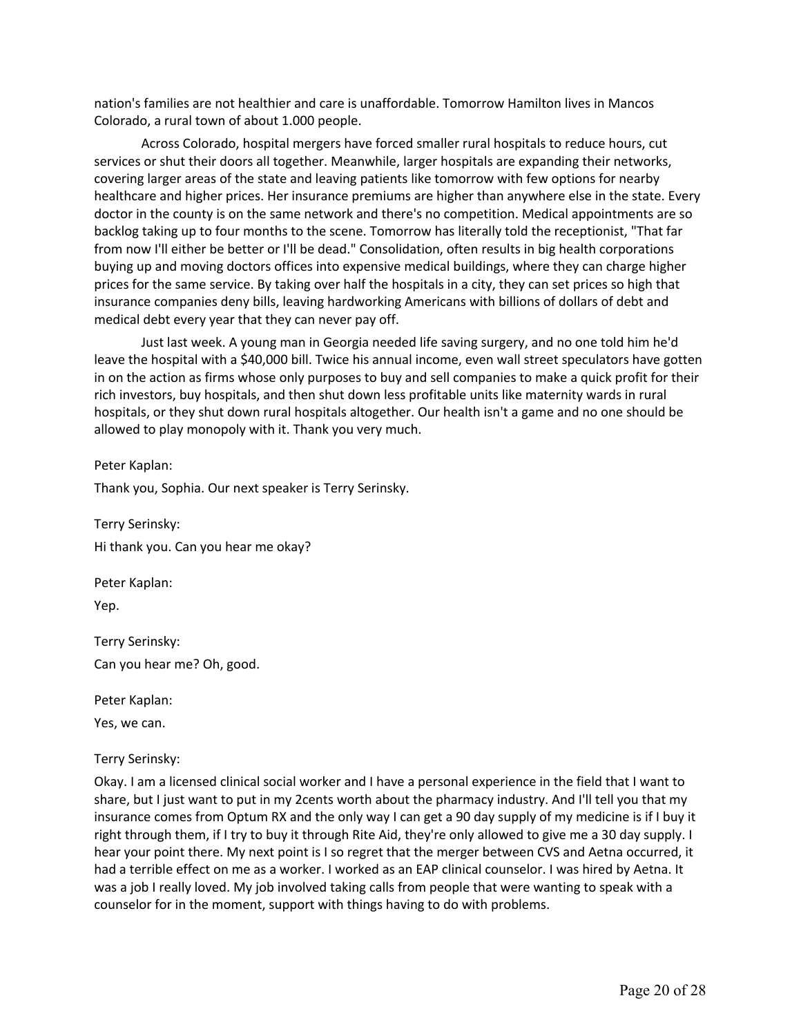nation's families are not healthier and care is unaffordable. Tomorrow Hamilton lives in Mancos Colorado, a rural town of about 1.000 people.

Across Colorado, hospital mergers have forced smaller rural hospitals to reduce hours, cut services or shut their doors all together. Meanwhile, larger hospitals are expanding their networks, covering larger areas of the state and leaving patients like tomorrow with few options for nearby healthcare and higher prices. Her insurance premiums are higher than anywhere else in the state. Every doctor in the county is on the same network and there's no competition. Medical appointments are so backlog taking up to four months to the scene. Tomorrow has literally told the receptionist, "That far from now I'll either be better or I'll be dead." Consolidation, often results in big health corporations buying up and moving doctors offices into expensive medical buildings, where they can charge higher prices for the same service. By taking over half the hospitals in a city, they can set prices so high that insurance companies deny bills, leaving hardworking Americans with billions of dollars of debt and medical debt every year that they can never pay off.

Just last week. A young man in Georgia needed life saving surgery, and no one told him he'd leave the hospital with a $40,000 bill. Twice his annual income, even wall street speculators have gotten in on the action as firms whose only purposes to buy and sell companies to make a quick profit for their rich investors, buy hospitals, and then shut down less profitable units like maternity wards in rural hospitals, or they shut down rural hospitals altogether. Our health isn't a game and no one should be allowed to play monopoly with it. Thank you very much.

Peter Kaplan:

Thank you, Sophia. Our next speaker is Terry Serinsky.

Terry Serinsky:

Hi thank you. Can you hear me okay?

Peter Kaplan:

Yep.

Terry Serinsky:

Can you hear me? Oh, good.

Peter Kaplan:

Yes, we can.

Terry Serinsky:

Okay. I am a licensed clinical social worker and I have a personal experience in the field that I want to share, but I just want to put in my 2cents worth about the pharmacy industry. And I'll tell you that my insurance comes from Optum RX and the only way I can get a 90 day supply of my medicine is if I buy it right through them, if I try to buy it through Rite Aid, they're only allowed to give me a 30 day supply. I hear your point there. My next point is I so regret that the merger between CVS and Aetna occurred, it had a terrible effect on me as a worker. I worked as an EAP clinical counselor. I was hired by Aetna. It was a job I really loved. My job involved taking calls from people that were wanting to speak with a counselor for in the moment, support with things having to do with problems.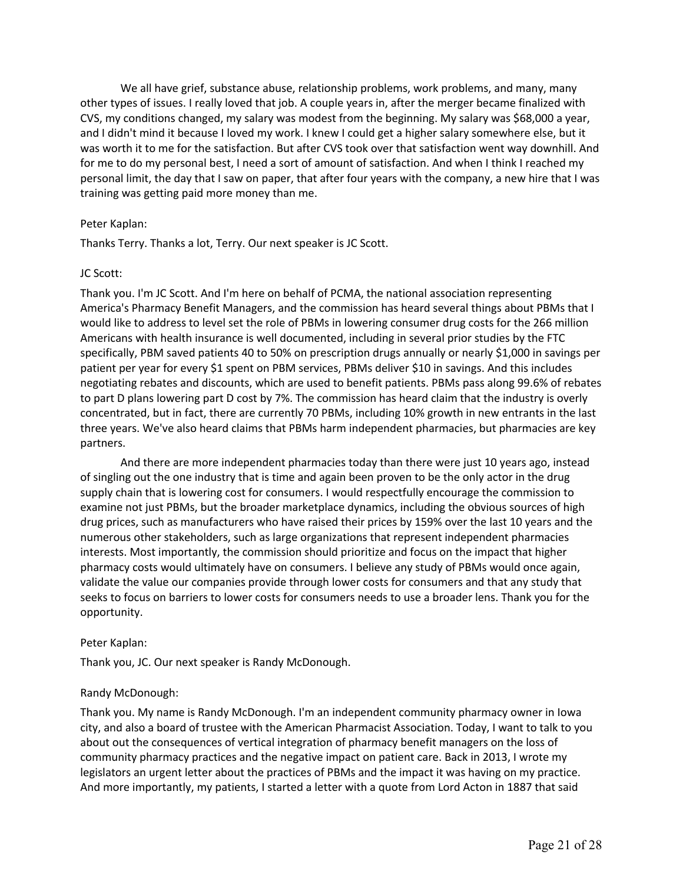We all have grief, substance abuse, relationship problems, work problems, and many, many other types of issues. I really loved that job. A couple years in, after the merger became finalized with CVS, my conditions changed, my salary was modest from the beginning. My salary was $68,000 a year, and I didn't mind it because I loved my work. I knew I could get a higher salary somewhere else, but it was worth it to me for the satisfaction. But after CVS took over that satisfaction went way downhill. And for me to do my personal best, I need a sort of amount of satisfaction. And when I think I reached my personal limit, the day that I saw on paper, that after four years with the company, a new hire that I was training was getting paid more money than me.

Peter Kaplan:

Thanks Terry. Thanks a lot, Terry. Our next speaker is JC Scott.

JC Scott:

Thank you. I'm JC Scott. And I'm here on behalf of PCMA, the national association representing America's Pharmacy Benefit Managers, and the commission has heard several things about PBMs that I would like to address to level set the role of PBMs in lowering consumer drug costs for the 266 million Americans with health insurance is well documented, including in several prior studies by the FTC specifically, PBM saved patients 40 to 50% on prescription drugs annually or nearly $1,000 in savings per patient per year for every $1 spent on PBM services, PBMs deliver $10 in savings. And this includes negotiating rebates and discounts, which are used to benefit patients. PBMs pass along 99.6% of rebates to part D plans lowering part D cost by 7%. The commission has heard claim that the industry is overly concentrated, but in fact, there are currently 70 PBMs, including 10% growth in new entrants in the last three years. We've also heard claims that PBMs harm independent pharmacies, but pharmacies are key partners.

And there are more independent pharmacies today than there were just 10 years ago, instead of singling out the one industry that is time and again been proven to be the only actor in the drug supply chain that is lowering cost for consumers. I would respectfully encourage the commission to examine not just PBMs, but the broader marketplace dynamics, including the obvious sources of high drug prices, such as manufacturers who have raised their prices by 159% over the last 10 years and the numerous other stakeholders, such as large organizations that represent independent pharmacies interests. Most importantly, the commission should prioritize and focus on the impact that higher pharmacy costs would ultimately have on consumers. I believe any study of PBMs would once again, validate the value our companies provide through lower costs for consumers and that any study that seeks to focus on barriers to lower costs for consumers needs to use a broader lens. Thank you for the opportunity.

Peter Kaplan:

Thank you, JC. Our next speaker is Randy McDonough.

Randy McDonough:

Thank you. My name is Randy McDonough. I'm an independent community pharmacy owner in Iowa city, and also a board of trustee with the American Pharmacist Association. Today, I want to talk to you about out the consequences of vertical integration of pharmacy benefit managers on the loss of community pharmacy practices and the negative impact on patient care. Back in 2013, I wrote my legislators an urgent letter about the practices of PBMs and the impact it was having on my practice. And more importantly, my patients, I started a letter with a quote from Lord Acton in 1887 that said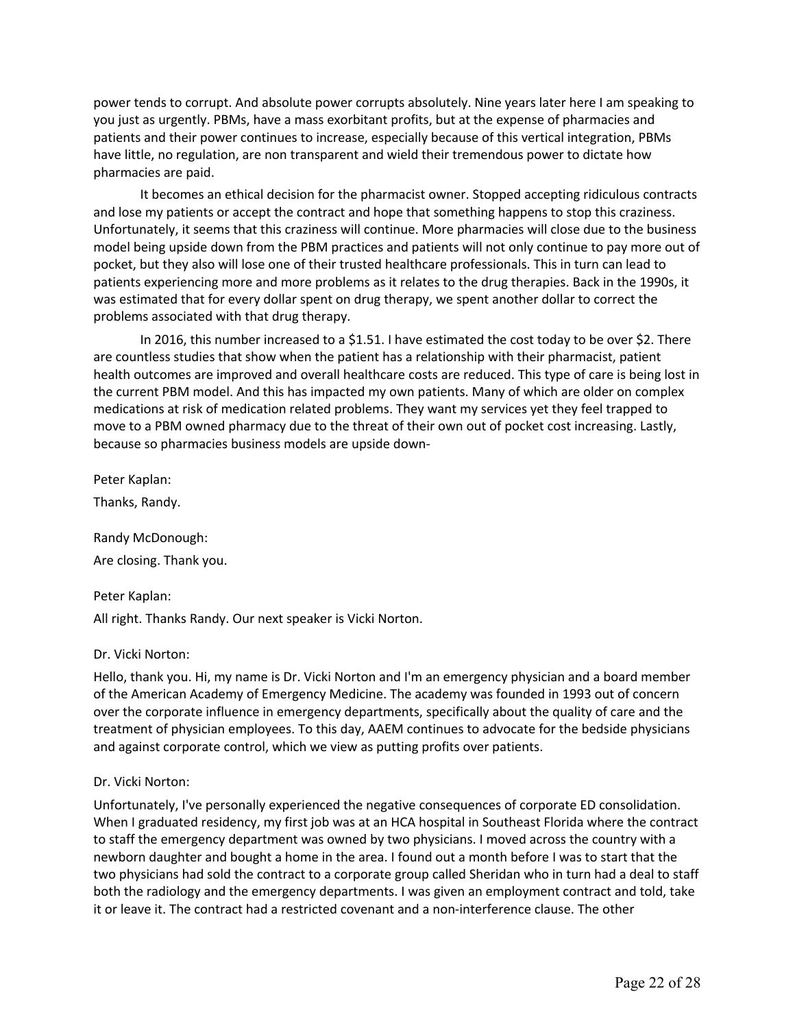power tends to corrupt. And absolute power corrupts absolutely. Nine years later here I am speaking to you just as urgently. PBMs, have a mass exorbitant profits, but at the expense of pharmacies and patients and their power continues to increase, especially because of this vertical integration, PBMs have little, no regulation, are non transparent and wield their tremendous power to dictate how pharmacies are paid.

It becomes an ethical decision for the pharmacist owner. Stopped accepting ridiculous contracts and lose my patients or accept the contract and hope that something happens to stop this craziness. Unfortunately, it seems that this craziness will continue. More pharmacies will close due to the business model being upside down from the PBM practices and patients will not only continue to pay more out of pocket, but they also will lose one of their trusted healthcare professionals. This in turn can lead to patients experiencing more and more problems as it relates to the drug therapies. Back in the 1990s, it was estimated that for every dollar spent on drug therapy, we spent another dollar to correct the problems associated with that drug therapy.

In 2016, this number increased to a $1.51. I have estimated the cost today to be over $2. There are countless studies that show when the patient has a relationship with their pharmacist, patient health outcomes are improved and overall healthcare costs are reduced. This type of care is being lost in the current PBM model. And this has impacted my own patients. Many of which are older on complex medications at risk of medication related problems. They want my services yet they feel trapped to move to a PBM owned pharmacy due to the threat of their own out of pocket cost increasing. Lastly, because so pharmacies business models are upside down-

Peter Kaplan:

Thanks, Randy.

Randy McDonough:

Are closing. Thank you.

Peter Kaplan:

All right. Thanks Randy. Our next speaker is Vicki Norton.

Dr. Vicki Norton:

Hello, thank you. Hi, my name is Dr. Vicki Norton and I'm an emergency physician and a board member of the American Academy of Emergency Medicine. The academy was founded in 1993 out of concern over the corporate influence in emergency departments, specifically about the quality of care and the treatment of physician employees. To this day, AAEM continues to advocate for the bedside physicians and against corporate control, which we view as putting profits over patients.

Dr. Vicki Norton:

Unfortunately, I've personally experienced the negative consequences of corporate ED consolidation. When I graduated residency, my first job was at an HCA hospital in Southeast Florida where the contract to staff the emergency department was owned by two physicians. I moved across the country with a newborn daughter and bought a home in the area. I found out a month before I was to start that the two physicians had sold the contract to a corporate group called Sheridan who in turn had a deal to staff both the radiology and the emergency departments. I was given an employment contract and told, take it or leave it. The contract had a restricted covenant and a non-interference clause. The other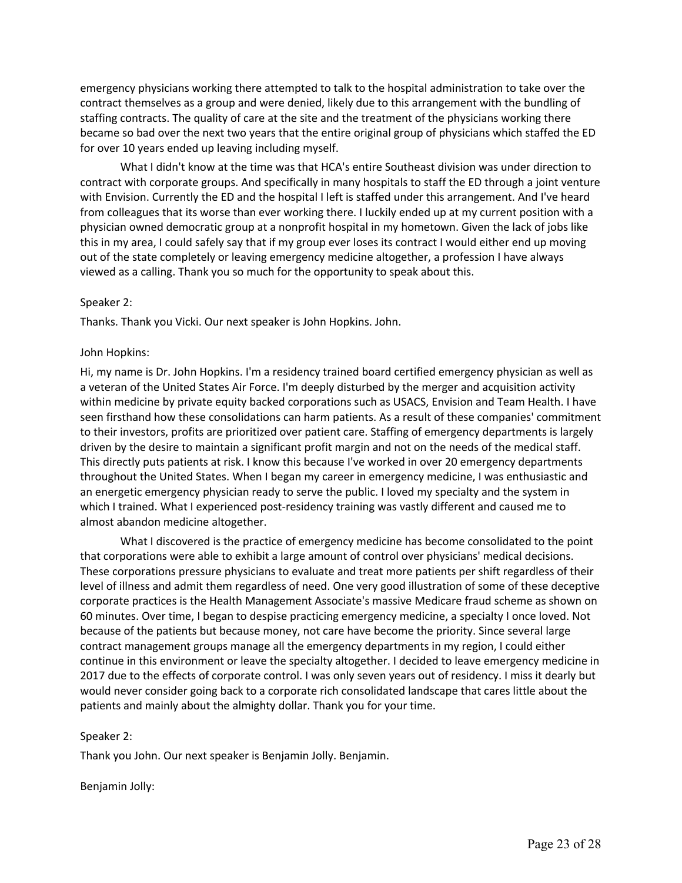emergency physicians working there attempted to talk to the hospital administration to take over the contract themselves as a group and were denied, likely due to this arrangement with the bundling of staffing contracts. The quality of care at the site and the treatment of the physicians working there became so bad over the next two years that the entire original group of physicians which staffed the ED for over 10 years ended up leaving including myself.

What I didn't know at the time was that HCA's entire Southeast division was under direction to contract with corporate groups. And specifically in many hospitals to staff the ED through a joint venture with Envision. Currently the ED and the hospital I left is staffed under this arrangement. And I've heard from colleagues that its worse than ever working there. I luckily ended up at my current position with a physician owned democratic group at a nonprofit hospital in my hometown. Given the lack of jobs like this in my area, I could safely say that if my group ever loses its contract I would either end up moving out of the state completely or leaving emergency medicine altogether, a profession I have always viewed as a calling. Thank you so much for the opportunity to speak about this.

Speaker 2:

Thanks. Thank you Vicki. Our next speaker is John Hopkins. John.

John Hopkins:

Hi, my name is Dr. John Hopkins. I'm a residency trained board certified emergency physician as well as a veteran of the United States Air Force. I'm deeply disturbed by the merger and acquisition activity within medicine by private equity backed corporations such as USACS, Envision and Team Health. I have seen firsthand how these consolidations can harm patients. As a result of these companies' commitment to their investors, profits are prioritized over patient care. Staffing of emergency departments is largely driven by the desire to maintain a significant profit margin and not on the needs of the medical staff. This directly puts patients at risk. I know this because I've worked in over 20 emergency departments throughout the United States. When I began my career in emergency medicine, I was enthusiastic and an energetic emergency physician ready to serve the public. I loved my specialty and the system in which I trained. What I experienced post-residency training was vastly different and caused me to almost abandon medicine altogether.

What I discovered is the practice of emergency medicine has become consolidated to the point that corporations were able to exhibit a large amount of control over physicians' medical decisions. These corporations pressure physicians to evaluate and treat more patients per shift regardless of their level of illness and admit them regardless of need. One very good illustration of some of these deceptive corporate practices is the Health Management Associate's massive Medicare fraud scheme as shown on 60 minutes. Over time, I began to despise practicing emergency medicine, a specialty I once loved. Not because of the patients but because money, not care have become the priority. Since several large contract management groups manage all the emergency departments in my region, I could either continue in this environment or leave the specialty altogether. I decided to leave emergency medicine in 2017 due to the effects of corporate control. I was only seven years out of residency. I miss it dearly but would never consider going back to a corporate rich consolidated landscape that cares little about the patients and mainly about the almighty dollar. Thank you for your time.

Speaker 2:

Thank you John. Our next speaker is Benjamin Jolly. Benjamin.

Benjamin Jolly: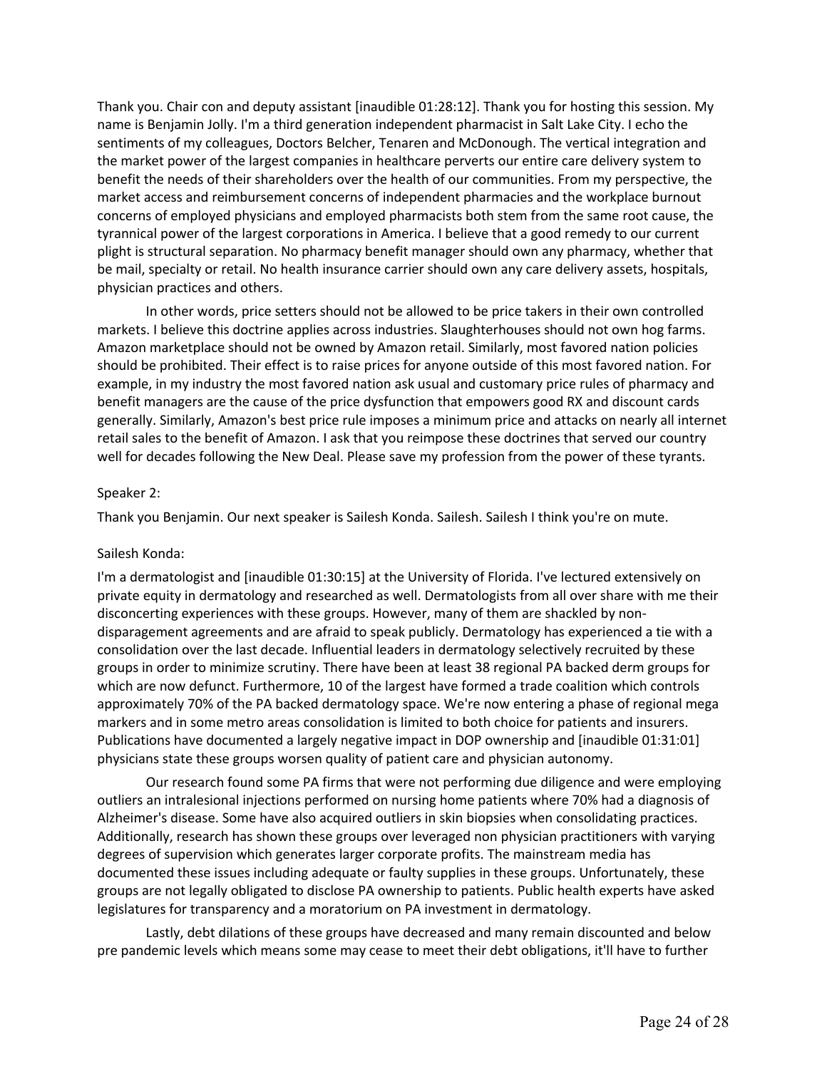Thank you. Chair con and deputy assistant [inaudible 01:28:12]. Thank you for hosting this session. My name is Benjamin Jolly. I'm a third generation independent pharmacist in Salt Lake City. I echo the sentiments of my colleagues, Doctors Belcher, Tenaren and McDonough. The vertical integration and the market power of the largest companies in healthcare perverts our entire care delivery system to benefit the needs of their shareholders over the health of our communities. From my perspective, the market access and reimbursement concerns of independent pharmacies and the workplace burnout concerns of employed physicians and employed pharmacists both stem from the same root cause, the tyrannical power of the largest corporations in America. I believe that a good remedy to our current plight is structural separation. No pharmacy benefit manager should own any pharmacy, whether that be mail, specialty or retail. No health insurance carrier should own any care delivery assets, hospitals, physician practices and others.

In other words, price setters should not be allowed to be price takers in their own controlled markets. I believe this doctrine applies across industries. Slaughterhouses should not own hog farms. Amazon marketplace should not be owned by Amazon retail. Similarly, most favored nation policies should be prohibited. Their effect is to raise prices for anyone outside of this most favored nation. For example, in my industry the most favored nation ask usual and customary price rules of pharmacy and benefit managers are the cause of the price dysfunction that empowers good RX and discount cards generally. Similarly, Amazon's best price rule imposes a minimum price and attacks on nearly all internet retail sales to the benefit of Amazon. I ask that you reimpose these doctrines that served our country well for decades following the New Deal. Please save my profession from the power of these tyrants.

Speaker 2:

Thank you Benjamin. Our next speaker is Sailesh Konda. Sailesh. Sailesh I think you're on mute.

Sailesh Konda:

I'm a dermatologist and [inaudible 01:30:15] at the University of Florida. I've lectured extensively on private equity in dermatology and researched as well. Dermatologists from all over share with me their disconcerting experiences with these groups. However, many of them are shackled by non-disparagement agreements and are afraid to speak publicly. Dermatology has experienced a tie with a consolidation over the last decade. Influential leaders in dermatology selectively recruited by these groups in order to minimize scrutiny. There have been at least 38 regional PA backed derm groups for which are now defunct. Furthermore, 10 of the largest have formed a trade coalition which controls approximately 70% of the PA backed dermatology space. We're now entering a phase of regional mega markers and in some metro areas consolidation is limited to both choice for patients and insurers. Publications have documented a largely negative impact in DOP ownership and [inaudible 01:31:01] physicians state these groups worsen quality of patient care and physician autonomy.

Our research found some PA firms that were not performing due diligence and were employing outliers an intralesional injections performed on nursing home patients where 70% had a diagnosis of Alzheimer's disease. Some have also acquired outliers in skin biopsies when consolidating practices. Additionally, research has shown these groups over leveraged non physician practitioners with varying degrees of supervision which generates larger corporate profits. The mainstream media has documented these issues including adequate or faulty supplies in these groups. Unfortunately, these groups are not legally obligated to disclose PA ownership to patients. Public health experts have asked legislatures for transparency and a moratorium on PA investment in dermatology.

Lastly, debt dilations of these groups have decreased and many remain discounted and below pre pandemic levels which means some may cease to meet their debt obligations, it'll have to further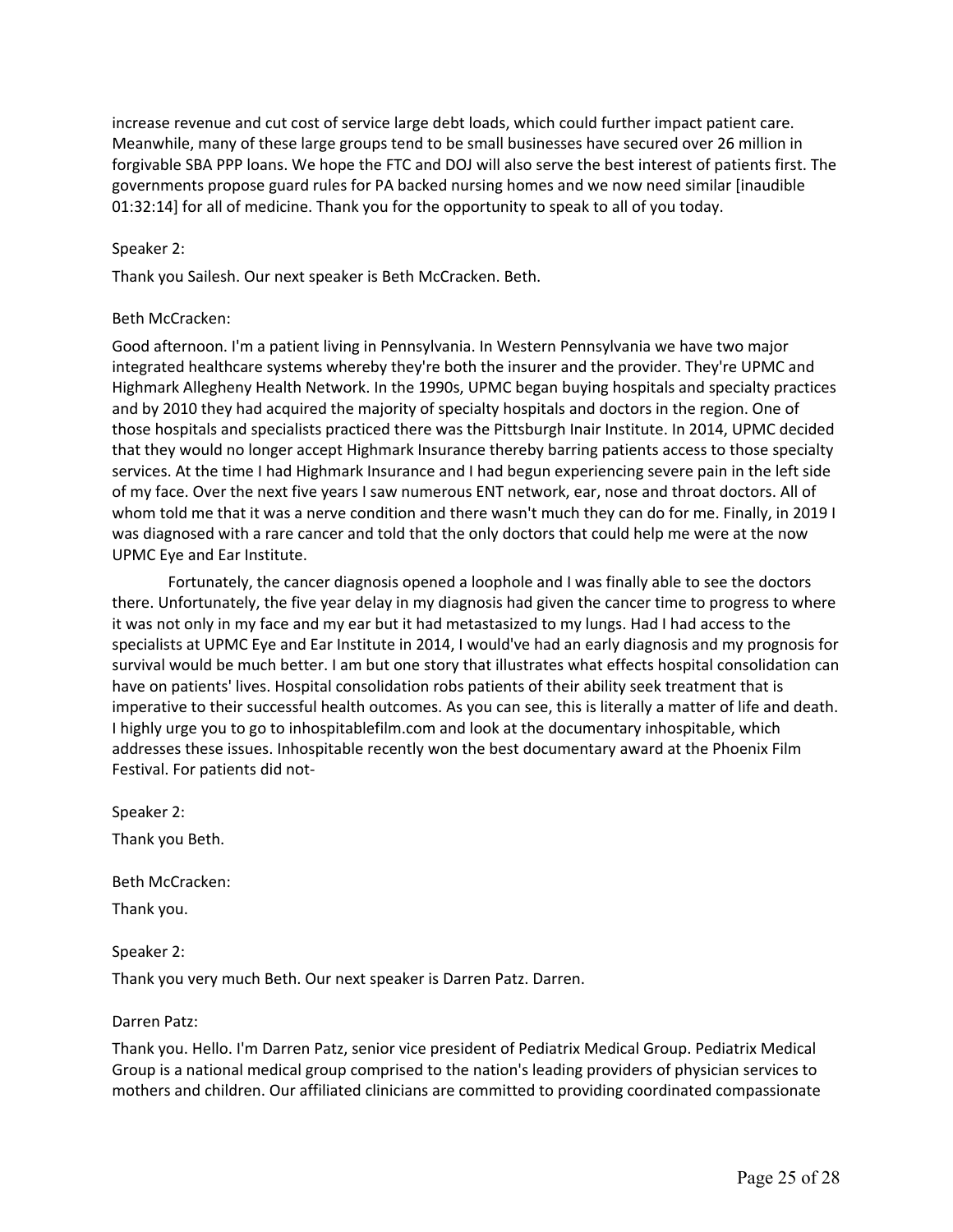increase revenue and cut cost of service large debt loads, which could further impact patient care. Meanwhile, many of these large groups tend to be small businesses have secured over 26 million in forgivable SBA PPP loans. We hope the FTC and DOJ will also serve the best interest of patients first. The governments propose guard rules for PA backed nursing homes and we now need similar [inaudible 01:32:14] for all of medicine. Thank you for the opportunity to speak to all of you today.

Speaker 2:

Thank you Sailesh. Our next speaker is Beth McCracken. Beth.

Beth McCracken:

Good afternoon. I'm a patient living in Pennsylvania. In Western Pennsylvania we have two major integrated healthcare systems whereby they're both the insurer and the provider. They're UPMC and Highmark Allegheny Health Network. In the 1990s, UPMC began buying hospitals and specialty practices and by 2010 they had acquired the majority of specialty hospitals and doctors in the region. One of those hospitals and specialists practiced there was the Pittsburgh Inair Institute. In 2014, UPMC decided that they would no longer accept Highmark Insurance thereby barring patients access to those specialty services. At the time I had Highmark Insurance and I had begun experiencing severe pain in the left side of my face. Over the next five years I saw numerous ENT network, ear, nose and throat doctors. All of whom told me that it was a nerve condition and there wasn't much they can do for me. Finally, in 2019 I was diagnosed with a rare cancer and told that the only doctors that could help me were at the now UPMC Eye and Ear Institute.

Fortunately, the cancer diagnosis opened a loophole and I was finally able to see the doctors there. Unfortunately, the five year delay in my diagnosis had given the cancer time to progress to where it was not only in my face and my ear but it had metastasized to my lungs. Had I had access to the specialists at UPMC Eye and Ear Institute in 2014, I would've had an early diagnosis and my prognosis for survival would be much better. I am but one story that illustrates what effects hospital consolidation can have on patients' lives. Hospital consolidation robs patients of their ability seek treatment that is imperative to their successful health outcomes. As you can see, this is literally a matter of life and death. I highly urge you to go to inhospitablefilm.com and look at the documentary inhospitable, which addresses these issues. Inhospitable recently won the best documentary award at the Phoenix Film Festival. For patients did not-

Speaker 2:

Thank you Beth.

Beth McCracken:

Thank you.

Speaker 2:

Thank you very much Beth. Our next speaker is Darren Patz. Darren.

Darren Patz:

Thank you. Hello. I'm Darren Patz, senior vice president of Pediatrix Medical Group. Pediatrix Medical Group is a national medical group comprised to the nation's leading providers of physician services to mothers and children. Our affiliated clinicians are committed to providing coordinated compassionate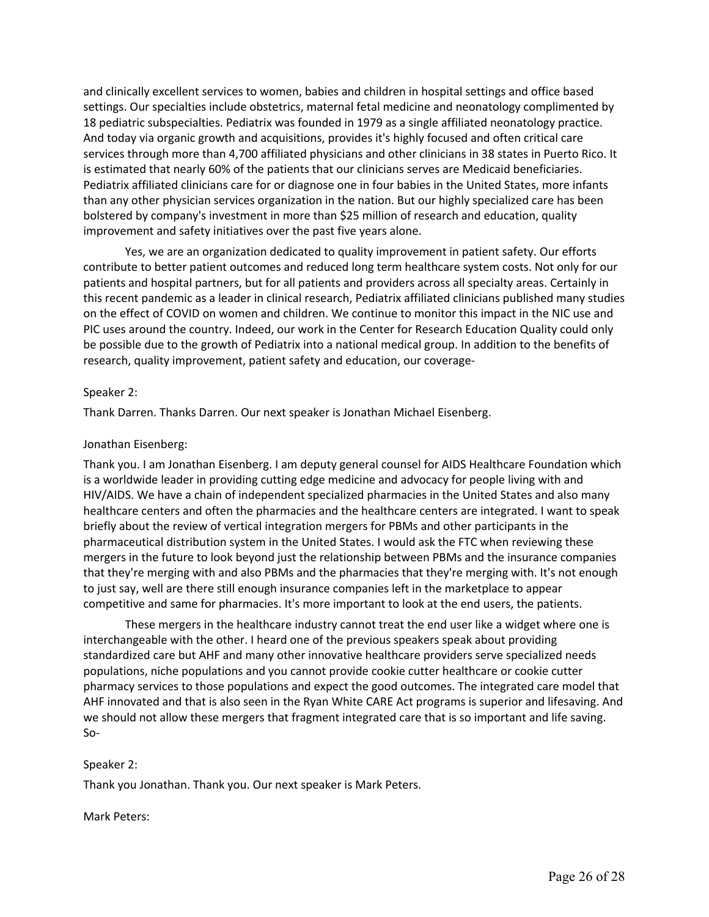and clinically excellent services to women, babies and children in hospital settings and office based settings. Our specialties include obstetrics, maternal fetal medicine and neonatology complimented by 18 pediatric subspecialties. Pediatrix was founded in 1979 as a single affiliated neonatology practice. And today via organic growth and acquisitions, provides it's highly focused and often critical care services through more than 4,700 affiliated physicians and other clinicians in 38 states in Puerto Rico. It is estimated that nearly 60% of the patients that our clinicians serves are Medicaid beneficiaries. Pediatrix affiliated clinicians care for or diagnose one in four babies in the United States, more infants than any other physician services organization in the nation. But our highly specialized care has been bolstered by company's investment in more than $25 million of research and education, quality improvement and safety initiatives over the past five years alone.

Yes, we are an organization dedicated to quality improvement in patient safety. Our efforts contribute to better patient outcomes and reduced long term healthcare system costs. Not only for our patients and hospital partners, but for all patients and providers across all specialty areas. Certainly in this recent pandemic as a leader in clinical research, Pediatrix affiliated clinicians published many studies on the effect of COVID on women and children. We continue to monitor this impact in the NIC use and PIC uses around the country. Indeed, our work in the Center for Research Education Quality could only be possible due to the growth of Pediatrix into a national medical group. In addition to the benefits of research, quality improvement, patient safety and education, our coverage-

Speaker 2:

Thank Darren. Thanks Darren. Our next speaker is Jonathan Michael Eisenberg.

Jonathan Eisenberg:

Thank you. I am Jonathan Eisenberg. I am deputy general counsel for AIDS Healthcare Foundation which is a worldwide leader in providing cutting edge medicine and advocacy for people living with and HIV/AIDS. We have a chain of independent specialized pharmacies in the United States and also many healthcare centers and often the pharmacies and the healthcare centers are integrated. I want to speak briefly about the review of vertical integration mergers for PBMs and other participants in the pharmaceutical distribution system in the United States. I would ask the FTC when reviewing these mergers in the future to look beyond just the relationship between PBMs and the insurance companies that they're merging with and also PBMs and the pharmacies that they're merging with. It's not enough to just say, well are there still enough insurance companies left in the marketplace to appear competitive and same for pharmacies. It's more important to look at the end users, the patients.

These mergers in the healthcare industry cannot treat the end user like a widget where one is interchangeable with the other. I heard one of the previous speakers speak about providing standardized care but AHF and many other innovative healthcare providers serve specialized needs populations, niche populations and you cannot provide cookie cutter healthcare or cookie cutter pharmacy services to those populations and expect the good outcomes. The integrated care model that AHF innovated and that is also seen in the Ryan White CARE Act programs is superior and lifesaving. And we should not allow these mergers that fragment integrated care that is so important and life saving. So-

Speaker 2:

Thank you Jonathan. Thank you. Our next speaker is Mark Peters.

Mark Peters: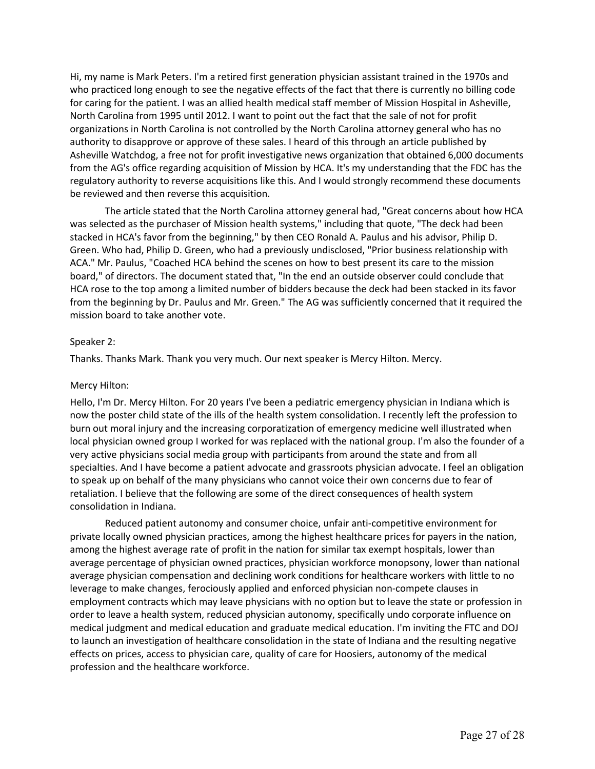Hi, my name is Mark Peters. I'm a retired first generation physician assistant trained in the 1970s and who practiced long enough to see the negative effects of the fact that there is currently no billing code for caring for the patient. I was an allied health medical staff member of Mission Hospital in Asheville, North Carolina from 1995 until 2012. I want to point out the fact that the sale of not for profit organizations in North Carolina is not controlled by the North Carolina attorney general who has no authority to disapprove or approve of these sales. I heard of this through an article published by Asheville Watchdog, a free not for profit investigative news organization that obtained 6,000 documents from the AG's office regarding acquisition of Mission by HCA. It's my understanding that the FDC has the regulatory authority to reverse acquisitions like this. And I would strongly recommend these documents be reviewed and then reverse this acquisition.

The article stated that the North Carolina attorney general had, "Great concerns about how HCA was selected as the purchaser of Mission health systems," including that quote, "The deck had been stacked in HCA's favor from the beginning," by then CEO Ronald A. Paulus and his advisor, Philip D. Green. Who had, Philip D. Green, who had a previously undisclosed, "Prior business relationship with ACA." Mr. Paulus, "Coached HCA behind the scenes on how to best present its care to the mission board," of directors. The document stated that, "In the end an outside observer could conclude that HCA rose to the top among a limited number of bidders because the deck had been stacked in its favor from the beginning by Dr. Paulus and Mr. Green." The AG was sufficiently concerned that it required the mission board to take another vote.

Speaker 2:

Thanks. Thanks Mark. Thank you very much. Our next speaker is Mercy Hilton. Mercy.

Mercy Hilton:

Hello, I'm Dr. Mercy Hilton. For 20 years I've been a pediatric emergency physician in Indiana which is now the poster child state of the ills of the health system consolidation. I recently left the profession to burn out moral injury and the increasing corporatization of emergency medicine well illustrated when local physician owned group I worked for was replaced with the national group. I'm also the founder of a very active physicians social media group with participants from around the state and from all specialties. And I have become a patient advocate and grassroots physician advocate. I feel an obligation to speak up on behalf of the many physicians who cannot voice their own concerns due to fear of retaliation. I believe that the following are some of the direct consequences of health system consolidation in Indiana.

Reduced patient autonomy and consumer choice, unfair anti-competitive environment for private locally owned physician practices, among the highest healthcare prices for payers in the nation, among the highest average rate of profit in the nation for similar tax exempt hospitals, lower than average percentage of physician owned practices, physician workforce monopsony, lower than national average physician compensation and declining work conditions for healthcare workers with little to no leverage to make changes, ferociously applied and enforced physician non-compete clauses in employment contracts which may leave physicians with no option but to leave the state or profession in order to leave a health system, reduced physician autonomy, specifically undo corporate influence on medical judgment and medical education and graduate medical education. I'm inviting the FTC and DOJ to launch an investigation of healthcare consolidation in the state of Indiana and the resulting negative effects on prices, access to physician care, quality of care for Hoosiers, autonomy of the medical profession and the healthcare workforce.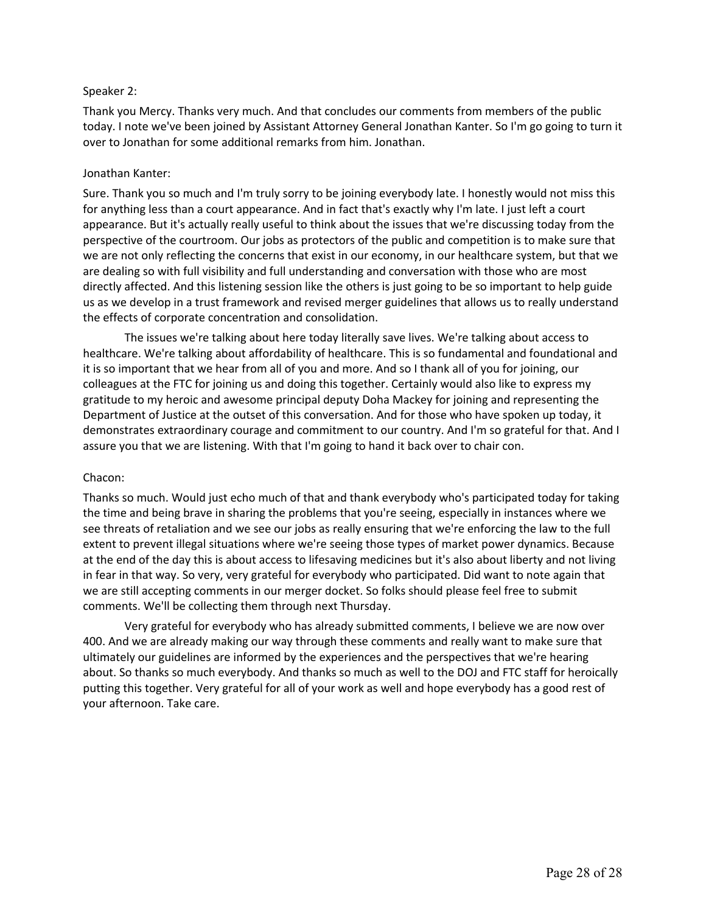Speaker 2:

Thank you Mercy. Thanks very much. And that concludes our comments from members of the public today. I note we've been joined by Assistant Attorney General Jonathan Kanter. So I'm go going to turn it over to Jonathan for some additional remarks from him. Jonathan.

Jonathan Kanter:

Sure. Thank you so much and I'm truly sorry to be joining everybody late. I honestly would not miss this for anything less than a court appearance. And in fact that's exactly why I'm late. I just left a court appearance. But it's actually really useful to think about the issues that we're discussing today from the perspective of the courtroom. Our jobs as protectors of the public and competition is to make sure that we are not only reflecting the concerns that exist in our economy, in our healthcare system, but that we are dealing so with full visibility and full understanding and conversation with those who are most directly affected. And this listening session like the others is just going to be so important to help guide us as we develop in a trust framework and revised merger guidelines that allows us to really understand the effects of corporate concentration and consolidation.

The issues we're talking about here today literally save lives. We're talking about access to healthcare. We're talking about affordability of healthcare. This is so fundamental and foundational and it is so important that we hear from all of you and more. And so I thank all of you for joining, our colleagues at the FTC for joining us and doing this together. Certainly would also like to express my gratitude to my heroic and awesome principal deputy Doha Mackey for joining and representing the Department of Justice at the outset of this conversation. And for those who have spoken up today, it demonstrates extraordinary courage and commitment to our country. And I'm so grateful for that. And I assure you that we are listening. With that I'm going to hand it back over to chair con.

Chacon:

Thanks so much. Would just echo much of that and thank everybody who's participated today for taking the time and being brave in sharing the problems that you're seeing, especially in instances where we see threats of retaliation and we see our jobs as really ensuring that we're enforcing the law to the full extent to prevent illegal situations where we're seeing those types of market power dynamics. Because at the end of the day this is about access to lifesaving medicines but it's also about liberty and not living in fear in that way. So very, very grateful for everybody who participated. Did want to note again that we are still accepting comments in our merger docket. So folks should please feel free to submit comments. We'll be collecting them through next Thursday.

Very grateful for everybody who has already submitted comments, I believe we are now over 400. And we are already making our way through these comments and really want to make sure that ultimately our guidelines are informed by the experiences and the perspectives that we're hearing about. So thanks so much everybody. And thanks so much as well to the DOJ and FTC staff for heroically putting this together. Very grateful for all of your work as well and hope everybody has a good rest of your afternoon. Take care.